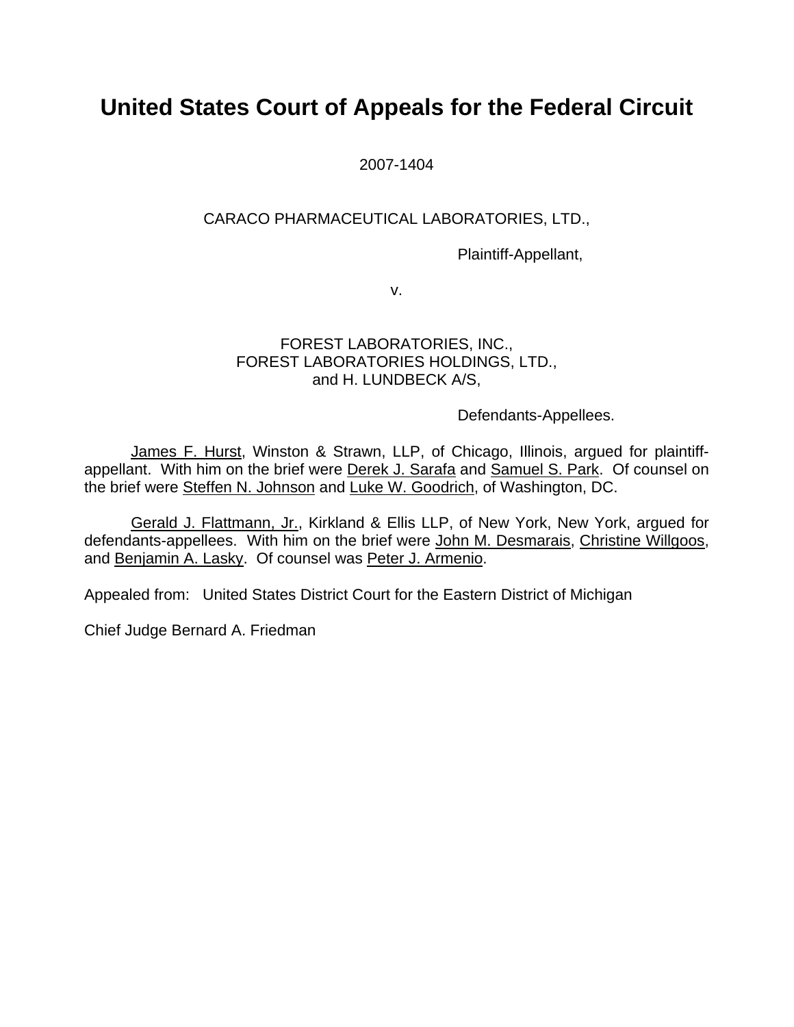# United States Court of Appeals for the Federal Circuit

2007-1404

CARACO PHARMACEUTICAL LABORATORIES, LTD.,

Plaintiff-Appellant,

v.

FOREST LABORATORIES, INC.,
FOREST LABORATORIES HOLDINGS, LTD.,
and H. LUNDBECK A/S,

Defendants-Appellees.

James F. Hurst, Winston & Strawn, LLP, of Chicago, Illinois, argued for plaintiff-appellant. With him on the brief were Derek J. Sarafa and Samuel S. Park. Of counsel on the brief were Steffen N. Johnson and Luke W. Goodrich, of Washington, DC.

Gerald J. Flattmann, Jr., Kirkland & Ellis LLP, of New York, New York, argued for defendants-appellees. With him on the brief were John M. Desmarais, Christine Willgoos, and Benjamin A. Lasky. Of counsel was Peter J. Armenio.

Appealed from: United States District Court for the Eastern District of Michigan

Chief Judge Bernard A. Friedman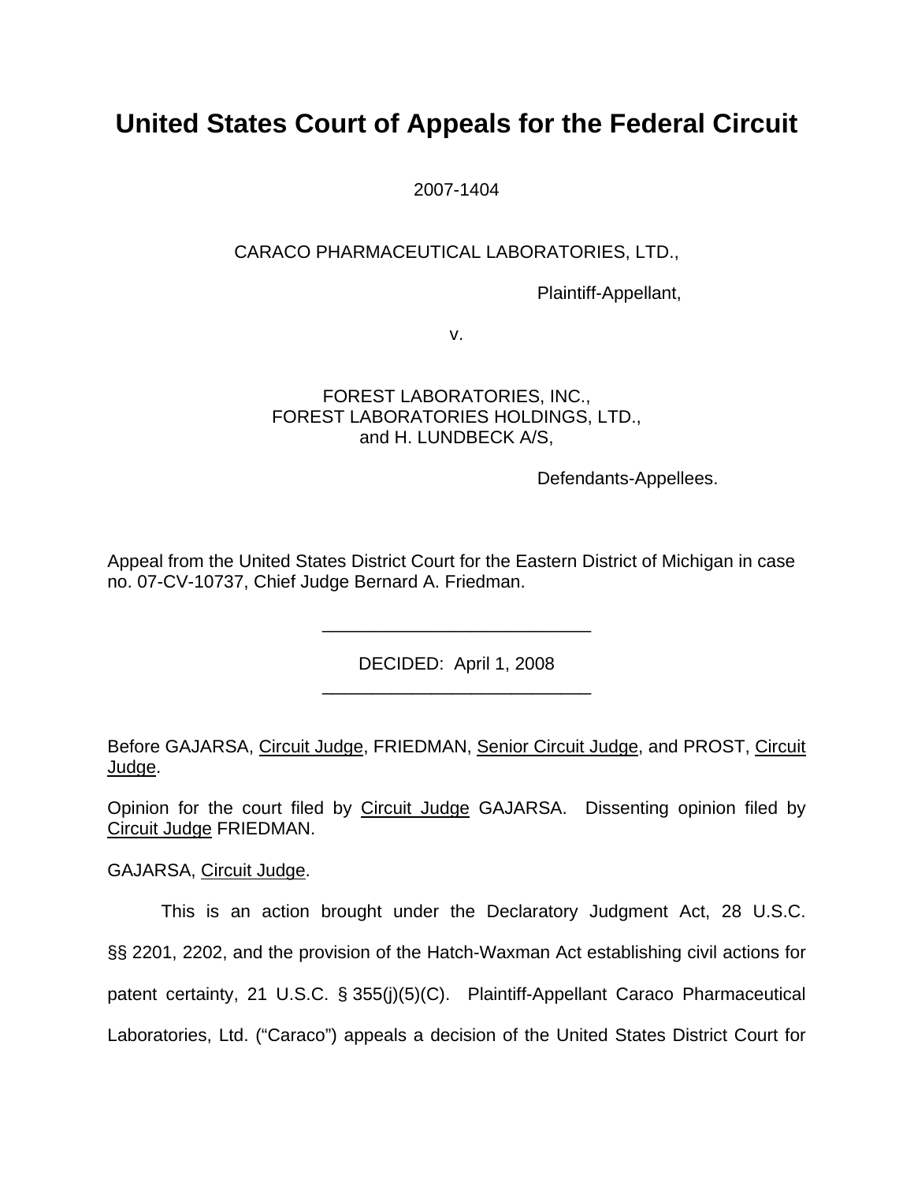# United States Court of Appeals for the Federal Circuit

2007-1404

CARACO PHARMACEUTICAL LABORATORIES, LTD.,

Plaintiff-Appellant,

v.

FOREST LABORATORIES, INC.,
FOREST LABORATORIES HOLDINGS, LTD.,
and H. LUNDBECK A/S,

Defendants-Appellees.

Appeal from the United States District Court for the Eastern District of Michigan in case no. 07-CV-10737, Chief Judge Bernard A. Friedman.

---

DECIDED: April 1, 2008

---

Before GAJARSA, Circuit Judge, FRIEDMAN, Senior Circuit Judge, and PROST, Circuit Judge.

Opinion for the court filed by Circuit Judge GAJARSA. Dissenting opinion filed by Circuit Judge FRIEDMAN.

GAJARSA, Circuit Judge.

This is an action brought under the Declaratory Judgment Act, 28 U.S.C. §§ 2201, 2202, and the provision of the Hatch-Waxman Act establishing civil actions for patent certainty, 21 U.S.C. § 355(j)(5)(C). Plaintiff-Appellant Caraco Pharmaceutical Laboratories, Ltd. ("Caraco") appeals a decision of the United States District Court for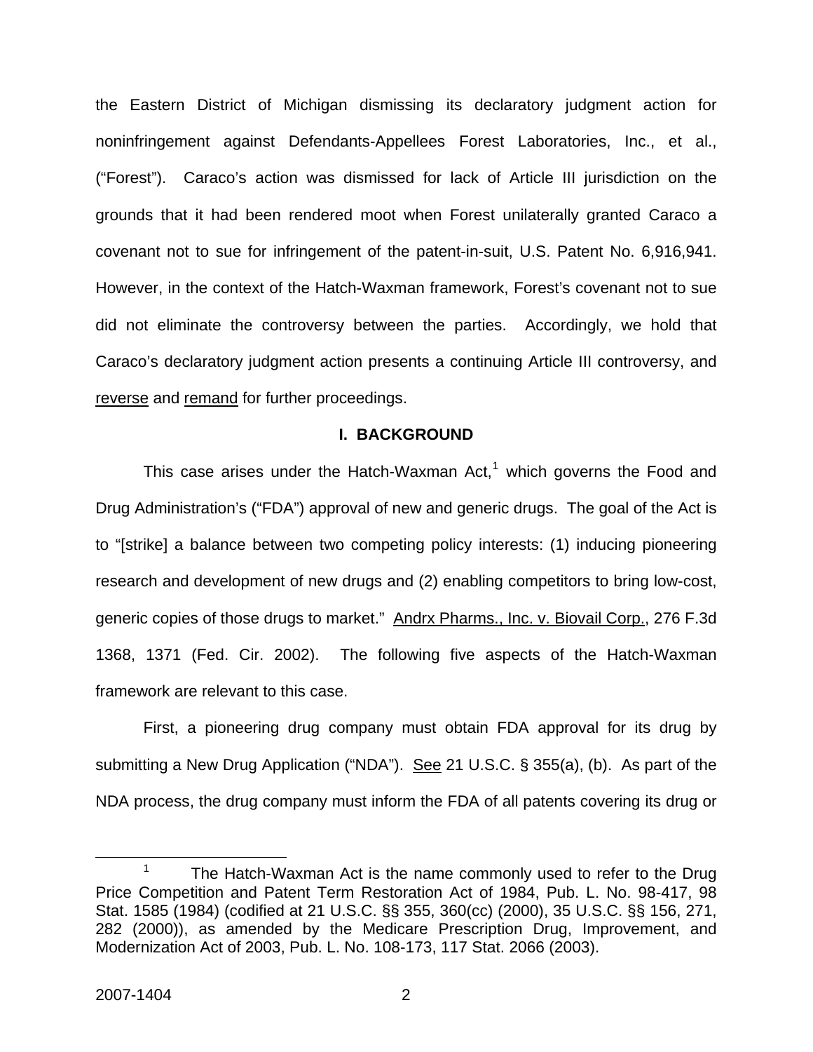the Eastern District of Michigan dismissing its declaratory judgment action for noninfringement against Defendants-Appellees Forest Laboratories, Inc., et al., ("Forest"). Caraco's action was dismissed for lack of Article III jurisdiction on the grounds that it had been rendered moot when Forest unilaterally granted Caraco a covenant not to sue for infringement of the patent-in-suit, U.S. Patent No. 6,916,941. However, in the context of the Hatch-Waxman framework, Forest's covenant not to sue did not eliminate the controversy between the parties. Accordingly, we hold that Caraco's declaratory judgment action presents a continuing Article III controversy, and reverse and remand for further proceedings.

## I. BACKGROUND

This case arises under the Hatch-Waxman Act,[1] which governs the Food and Drug Administration's ("FDA") approval of new and generic drugs. The goal of the Act is to "[strike] a balance between two competing policy interests: (1) inducing pioneering research and development of new drugs and (2) enabling competitors to bring low-cost, generic copies of those drugs to market." Andrx Pharms., Inc. v. Biovail Corp., 276 F.3d 1368, 1371 (Fed. Cir. 2002). The following five aspects of the Hatch-Waxman framework are relevant to this case.

First, a pioneering drug company must obtain FDA approval for its drug by submitting a New Drug Application ("NDA"). See 21 U.S.C. § 355(a), (b). As part of the NDA process, the drug company must inform the FDA of all patents covering its drug or

---

[1] The Hatch-Waxman Act is the name commonly used to refer to the Drug Price Competition and Patent Term Restoration Act of 1984, Pub. L. No. 98-417, 98 Stat. 1585 (1984) (codified at 21 U.S.C. §§ 355, 360(cc) (2000), 35 U.S.C. §§ 156, 271, 282 (2000)), as amended by the Medicare Prescription Drug, Improvement, and Modernization Act of 2003, Pub. L. No. 108-173, 117 Stat. 2066 (2003).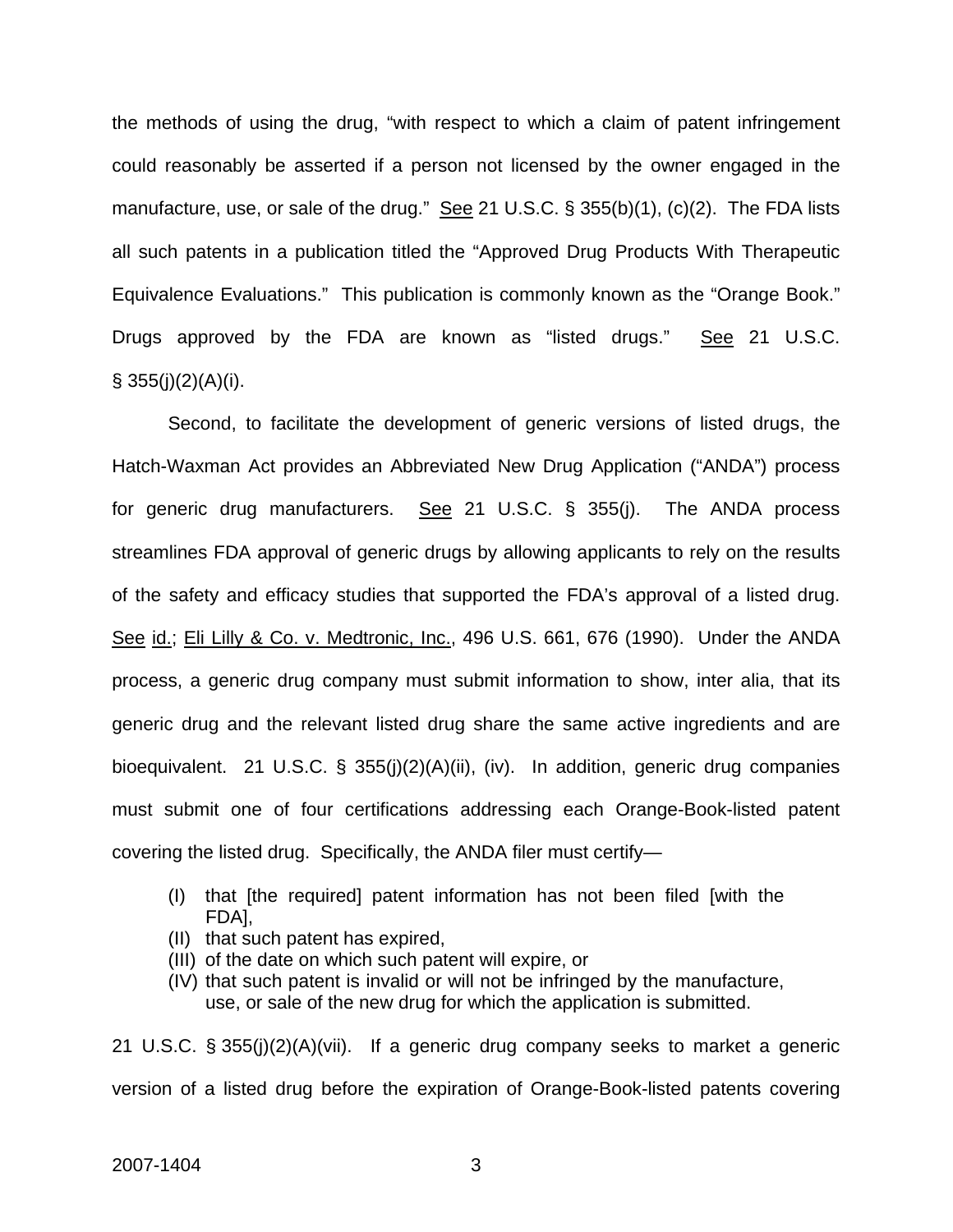the methods of using the drug, "with respect to which a claim of patent infringement could reasonably be asserted if a person not licensed by the owner engaged in the manufacture, use, or sale of the drug." See 21 U.S.C. § 355(b)(1), (c)(2). The FDA lists all such patents in a publication titled the "Approved Drug Products With Therapeutic Equivalence Evaluations." This publication is commonly known as the "Orange Book." Drugs approved by the FDA are known as "listed drugs." See 21 U.S.C. § 355(j)(2)(A)(i).

Second, to facilitate the development of generic versions of listed drugs, the Hatch-Waxman Act provides an Abbreviated New Drug Application ("ANDA") process for generic drug manufacturers. See 21 U.S.C. § 355(j). The ANDA process streamlines FDA approval of generic drugs by allowing applicants to rely on the results of the safety and efficacy studies that supported the FDA's approval of a listed drug. See id.; Eli Lilly & Co. v. Medtronic, Inc., 496 U.S. 661, 676 (1990). Under the ANDA process, a generic drug company must submit information to show, inter alia, that its generic drug and the relevant listed drug share the same active ingredients and are bioequivalent. 21 U.S.C. § 355(j)(2)(A)(ii), (iv). In addition, generic drug companies must submit one of four certifications addressing each Orange-Book-listed patent covering the listed drug. Specifically, the ANDA filer must certify—

> (I) that [the required] patent information has not been filed [with the FDA],
> (II) that such patent has expired,
> (III) of the date on which such patent will expire, or
> (IV) that such patent is invalid or will not be infringed by the manufacture, use, or sale of the new drug for which the application is submitted.

21 U.S.C. § 355(j)(2)(A)(vii). If a generic drug company seeks to market a generic version of a listed drug before the expiration of Orange-Book-listed patents covering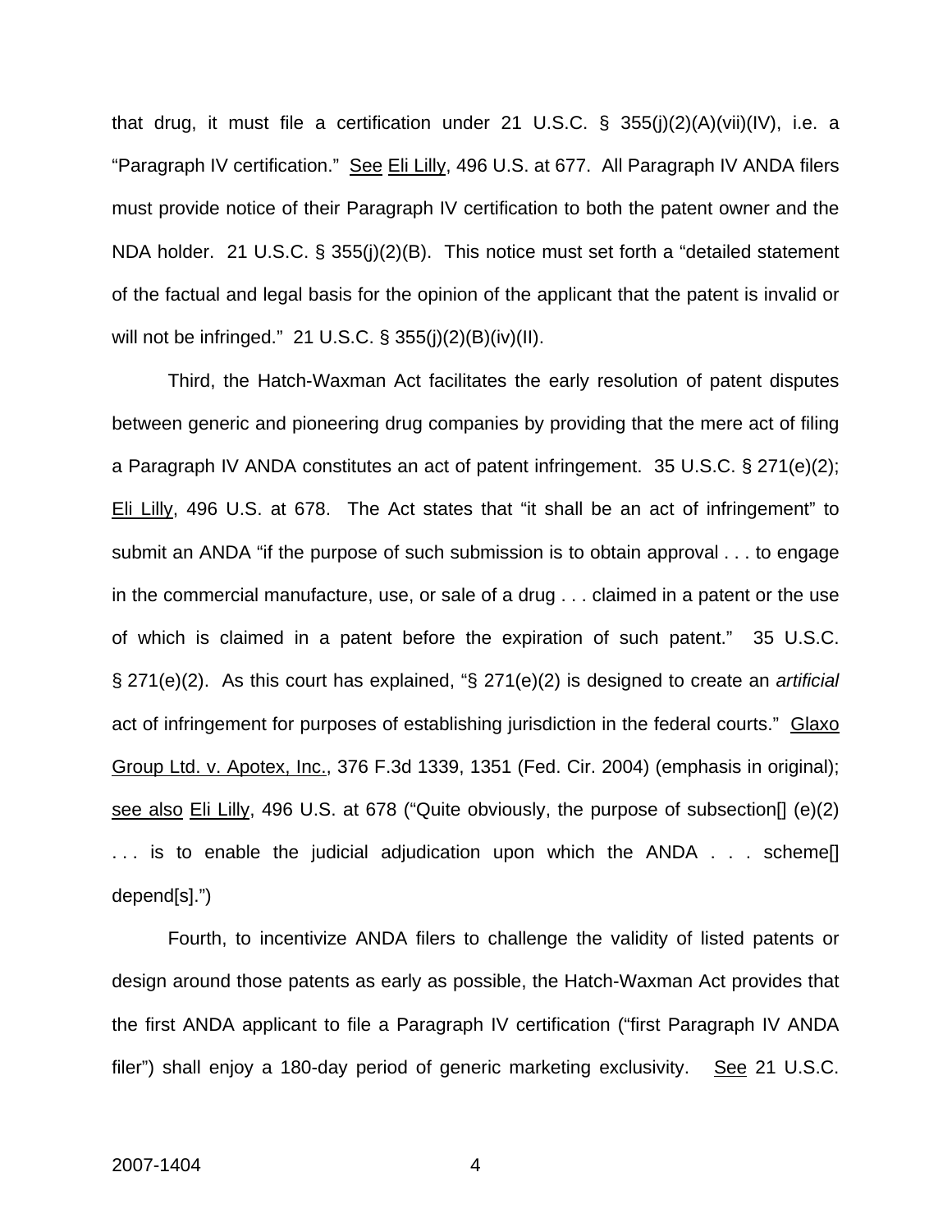that drug, it must file a certification under 21 U.S.C. § 355(j)(2)(A)(vii)(IV), i.e. a "Paragraph IV certification." See Eli Lilly, 496 U.S. at 677. All Paragraph IV ANDA filers must provide notice of their Paragraph IV certification to both the patent owner and the NDA holder. 21 U.S.C. § 355(j)(2)(B). This notice must set forth a "detailed statement of the factual and legal basis for the opinion of the applicant that the patent is invalid or will not be infringed." 21 U.S.C. § 355(j)(2)(B)(iv)(II).

Third, the Hatch-Waxman Act facilitates the early resolution of patent disputes between generic and pioneering drug companies by providing that the mere act of filing a Paragraph IV ANDA constitutes an act of patent infringement. 35 U.S.C. § 271(e)(2); Eli Lilly, 496 U.S. at 678. The Act states that "it shall be an act of infringement" to submit an ANDA "if the purpose of such submission is to obtain approval . . . to engage in the commercial manufacture, use, or sale of a drug . . . claimed in a patent or the use of which is claimed in a patent before the expiration of such patent." 35 U.S.C. § 271(e)(2). As this court has explained, "§ 271(e)(2) is designed to create an *artificial* act of infringement for purposes of establishing jurisdiction in the federal courts." Glaxo Group Ltd. v. Apotex, Inc., 376 F.3d 1339, 1351 (Fed. Cir. 2004) (emphasis in original); see also Eli Lilly, 496 U.S. at 678 ("Quite obviously, the purpose of subsection[] (e)(2) . . . is to enable the judicial adjudication upon which the ANDA . . . scheme[] depend[s].")

Fourth, to incentivize ANDA filers to challenge the validity of listed patents or design around those patents as early as possible, the Hatch-Waxman Act provides that the first ANDA applicant to file a Paragraph IV certification ("first Paragraph IV ANDA filer") shall enjoy a 180-day period of generic marketing exclusivity. See 21 U.S.C.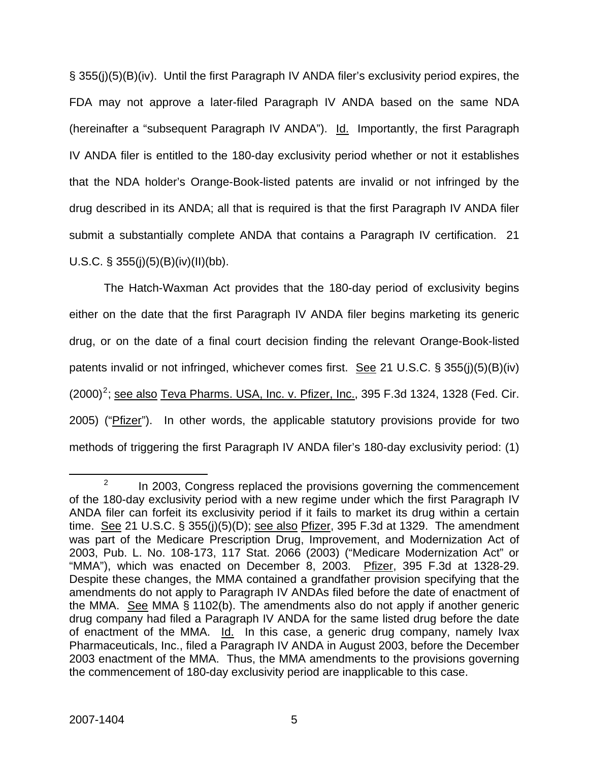§ 355(j)(5)(B)(iv). Until the first Paragraph IV ANDA filer's exclusivity period expires, the FDA may not approve a later-filed Paragraph IV ANDA based on the same NDA (hereinafter a "subsequent Paragraph IV ANDA"). Id. Importantly, the first Paragraph IV ANDA filer is entitled to the 180-day exclusivity period whether or not it establishes that the NDA holder's Orange-Book-listed patents are invalid or not infringed by the drug described in its ANDA; all that is required is that the first Paragraph IV ANDA filer submit a substantially complete ANDA that contains a Paragraph IV certification. 21 U.S.C. § 355(j)(5)(B)(iv)(II)(bb).

The Hatch-Waxman Act provides that the 180-day period of exclusivity begins either on the date that the first Paragraph IV ANDA filer begins marketing its generic drug, or on the date of a final court decision finding the relevant Orange-Book-listed patents invalid or not infringed, whichever comes first. See 21 U.S.C. § 355(j)(5)(B)(iv) (2000)[2]; see also Teva Pharms. USA, Inc. v. Pfizer, Inc., 395 F.3d 1324, 1328 (Fed. Cir. 2005) ("Pfizer"). In other words, the applicable statutory provisions provide for two methods of triggering the first Paragraph IV ANDA filer's 180-day exclusivity period: (1)

[2] In 2003, Congress replaced the provisions governing the commencement of the 180-day exclusivity period with a new regime under which the first Paragraph IV ANDA filer can forfeit its exclusivity period if it fails to market its drug within a certain time. See 21 U.S.C. § 355(j)(5)(D); see also Pfizer, 395 F.3d at 1329. The amendment was part of the Medicare Prescription Drug, Improvement, and Modernization Act of 2003, Pub. L. No. 108-173, 117 Stat. 2066 (2003) ("Medicare Modernization Act" or "MMA"), which was enacted on December 8, 2003. Pfizer, 395 F.3d at 1328-29. Despite these changes, the MMA contained a grandfather provision specifying that the amendments do not apply to Paragraph IV ANDAs filed before the date of enactment of the MMA. See MMA § 1102(b). The amendments also do not apply if another generic drug company had filed a Paragraph IV ANDA for the same listed drug before the date of enactment of the MMA. Id. In this case, a generic drug company, namely Ivax Pharmaceuticals, Inc., filed a Paragraph IV ANDA in August 2003, before the December 2003 enactment of the MMA. Thus, the MMA amendments to the provisions governing the commencement of 180-day exclusivity period are inapplicable to this case.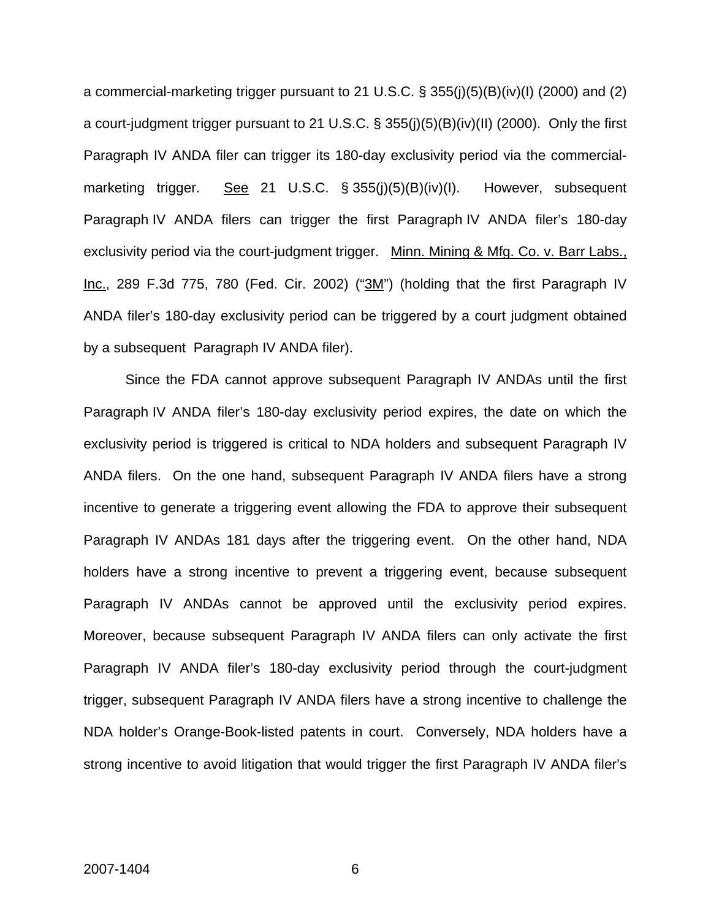a commercial-marketing trigger pursuant to 21 U.S.C. § 355(j)(5)(B)(iv)(I) (2000) and (2) a court-judgment trigger pursuant to 21 U.S.C. § 355(j)(5)(B)(iv)(II) (2000). Only the first Paragraph IV ANDA filer can trigger its 180-day exclusivity period via the commercial-marketing trigger. See 21 U.S.C. § 355(j)(5)(B)(iv)(I). However, subsequent Paragraph IV ANDA filers can trigger the first Paragraph IV ANDA filer's 180-day exclusivity period via the court-judgment trigger. Minn. Mining & Mfg. Co. v. Barr Labs., Inc., 289 F.3d 775, 780 (Fed. Cir. 2002) ("3M") (holding that the first Paragraph IV ANDA filer's 180-day exclusivity period can be triggered by a court judgment obtained by a subsequent Paragraph IV ANDA filer).

Since the FDA cannot approve subsequent Paragraph IV ANDAs until the first Paragraph IV ANDA filer's 180-day exclusivity period expires, the date on which the exclusivity period is triggered is critical to NDA holders and subsequent Paragraph IV ANDA filers. On the one hand, subsequent Paragraph IV ANDA filers have a strong incentive to generate a triggering event allowing the FDA to approve their subsequent Paragraph IV ANDAs 181 days after the triggering event. On the other hand, NDA holders have a strong incentive to prevent a triggering event, because subsequent Paragraph IV ANDAs cannot be approved until the exclusivity period expires. Moreover, because subsequent Paragraph IV ANDA filers can only activate the first Paragraph IV ANDA filer's 180-day exclusivity period through the court-judgment trigger, subsequent Paragraph IV ANDA filers have a strong incentive to challenge the NDA holder's Orange-Book-listed patents in court. Conversely, NDA holders have a strong incentive to avoid litigation that would trigger the first Paragraph IV ANDA filer's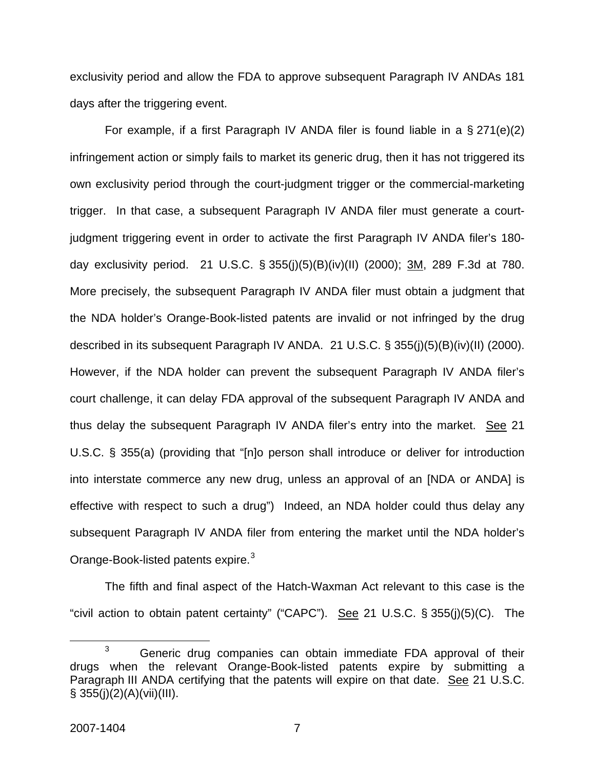exclusivity period and allow the FDA to approve subsequent Paragraph IV ANDAs 181 days after the triggering event.

For example, if a first Paragraph IV ANDA filer is found liable in a § 271(e)(2) infringement action or simply fails to market its generic drug, then it has not triggered its own exclusivity period through the court-judgment trigger or the commercial-marketing trigger. In that case, a subsequent Paragraph IV ANDA filer must generate a court-judgment triggering event in order to activate the first Paragraph IV ANDA filer's 180-day exclusivity period. 21 U.S.C. § 355(j)(5)(B)(iv)(II) (2000); 3M, 289 F.3d at 780. More precisely, the subsequent Paragraph IV ANDA filer must obtain a judgment that the NDA holder's Orange-Book-listed patents are invalid or not infringed by the drug described in its subsequent Paragraph IV ANDA. 21 U.S.C. § 355(j)(5)(B)(iv)(II) (2000). However, if the NDA holder can prevent the subsequent Paragraph IV ANDA filer's court challenge, it can delay FDA approval of the subsequent Paragraph IV ANDA and thus delay the subsequent Paragraph IV ANDA filer's entry into the market. See 21 U.S.C. § 355(a) (providing that "[n]o person shall introduce or deliver for introduction into interstate commerce any new drug, unless an approval of an [NDA or ANDA] is effective with respect to such a drug") Indeed, an NDA holder could thus delay any subsequent Paragraph IV ANDA filer from entering the market until the NDA holder's Orange-Book-listed patents expire.[3]

The fifth and final aspect of the Hatch-Waxman Act relevant to this case is the "civil action to obtain patent certainty" ("CAPC"). See 21 U.S.C. § 355(j)(5)(C). The

[3] Generic drug companies can obtain immediate FDA approval of their drugs when the relevant Orange-Book-listed patents expire by submitting a Paragraph III ANDA certifying that the patents will expire on that date. See 21 U.S.C. § 355(j)(2)(A)(vii)(III).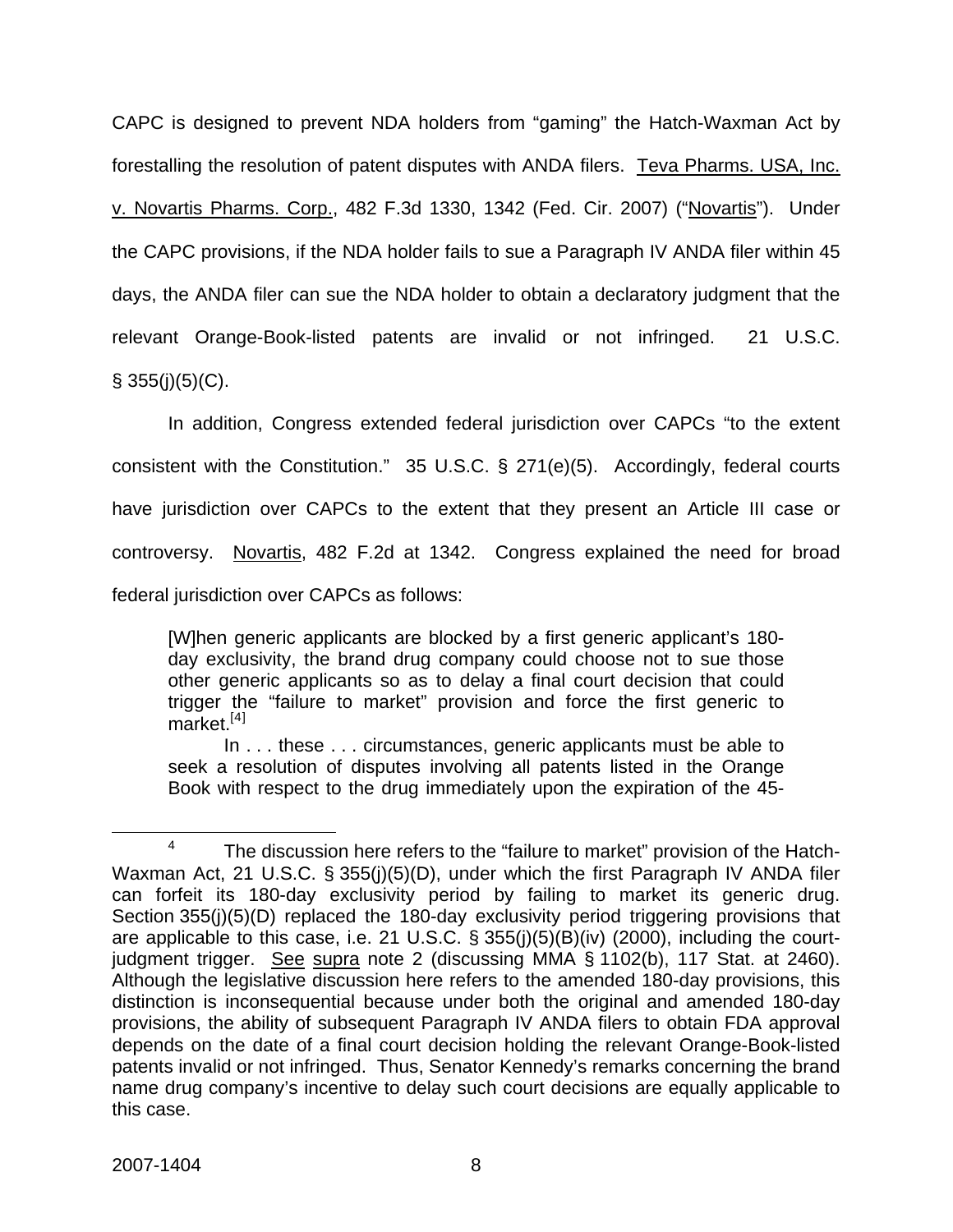CAPC is designed to prevent NDA holders from "gaming" the Hatch-Waxman Act by forestalling the resolution of patent disputes with ANDA filers. Teva Pharms. USA, Inc. v. Novartis Pharms. Corp., 482 F.3d 1330, 1342 (Fed. Cir. 2007) ("Novartis"). Under the CAPC provisions, if the NDA holder fails to sue a Paragraph IV ANDA filer within 45 days, the ANDA filer can sue the NDA holder to obtain a declaratory judgment that the relevant Orange-Book-listed patents are invalid or not infringed. 21 U.S.C. § 355(j)(5)(C).

In addition, Congress extended federal jurisdiction over CAPCs "to the extent consistent with the Constitution." 35 U.S.C. § 271(e)(5). Accordingly, federal courts have jurisdiction over CAPCs to the extent that they present an Article III case or controversy. Novartis, 482 F.2d at 1342. Congress explained the need for broad federal jurisdiction over CAPCs as follows:

> [W]hen generic applicants are blocked by a first generic applicant's 180-day exclusivity, the brand drug company could choose not to sue those other generic applicants so as to delay a final court decision that could trigger the "failure to market" provision and force the first generic to market.[4]
>
> In . . . these . . . circumstances, generic applicants must be able to seek a resolution of disputes involving all patents listed in the Orange Book with respect to the drug immediately upon the expiration of the 45-

[4] The discussion here refers to the "failure to market" provision of the Hatch-Waxman Act, 21 U.S.C. § 355(j)(5)(D), under which the first Paragraph IV ANDA filer can forfeit its 180-day exclusivity period by failing to market its generic drug. Section 355(j)(5)(D) replaced the 180-day exclusivity period triggering provisions that are applicable to this case, i.e. 21 U.S.C. § 355(j)(5)(B)(iv) (2000), including the court-judgment trigger. See supra note 2 (discussing MMA § 1102(b), 117 Stat. at 2460). Although the legislative discussion here refers to the amended 180-day provisions, this distinction is inconsequential because under both the original and amended 180-day provisions, the ability of subsequent Paragraph IV ANDA filers to obtain FDA approval depends on the date of a final court decision holding the relevant Orange-Book-listed patents invalid or not infringed. Thus, Senator Kennedy's remarks concerning the brand name drug company's incentive to delay such court decisions are equally applicable to this case.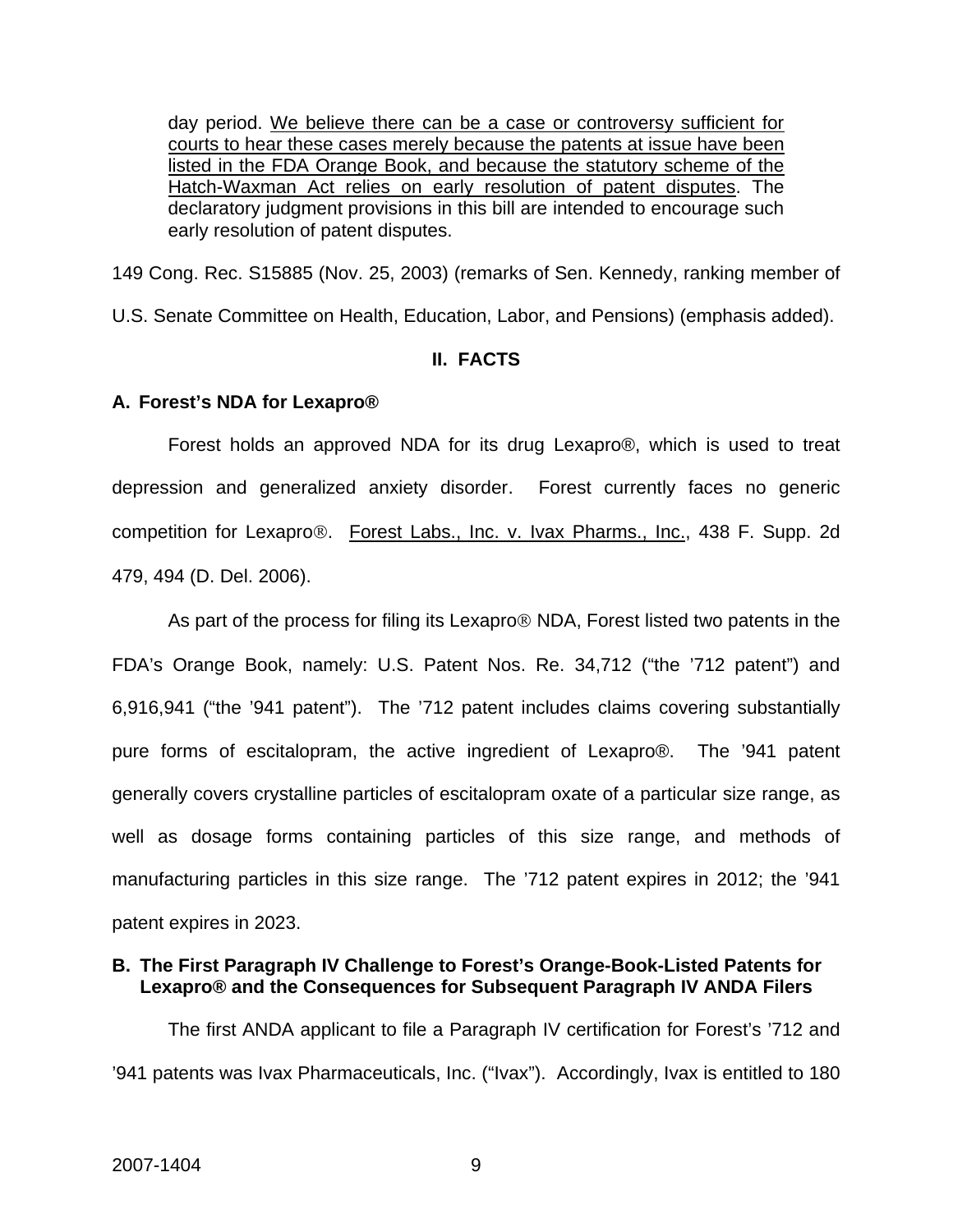day period. We believe there can be a case or controversy sufficient for courts to hear these cases merely because the patents at issue have been listed in the FDA Orange Book, and because the statutory scheme of the Hatch-Waxman Act relies on early resolution of patent disputes. The declaratory judgment provisions in this bill are intended to encourage such early resolution of patent disputes.

149 Cong. Rec. S15885 (Nov. 25, 2003) (remarks of Sen. Kennedy, ranking member of U.S. Senate Committee on Health, Education, Labor, and Pensions) (emphasis added).

## II. FACTS

### A. Forest's NDA for Lexapro®

Forest holds an approved NDA for its drug Lexapro®, which is used to treat depression and generalized anxiety disorder. Forest currently faces no generic competition for Lexapro®. Forest Labs., Inc. v. Ivax Pharms., Inc., 438 F. Supp. 2d 479, 494 (D. Del. 2006).

As part of the process for filing its Lexapro® NDA, Forest listed two patents in the FDA's Orange Book, namely: U.S. Patent Nos. Re. 34,712 ("the '712 patent") and 6,916,941 ("the '941 patent"). The '712 patent includes claims covering substantially pure forms of escitalopram, the active ingredient of Lexapro®. The '941 patent generally covers crystalline particles of escitalopram oxate of a particular size range, as well as dosage forms containing particles of this size range, and methods of manufacturing particles in this size range. The '712 patent expires in 2012; the '941 patent expires in 2023.

### B. The First Paragraph IV Challenge to Forest's Orange-Book-Listed Patents for Lexapro® and the Consequences for Subsequent Paragraph IV ANDA Filers

The first ANDA applicant to file a Paragraph IV certification for Forest's '712 and '941 patents was Ivax Pharmaceuticals, Inc. ("Ivax"). Accordingly, Ivax is entitled to 180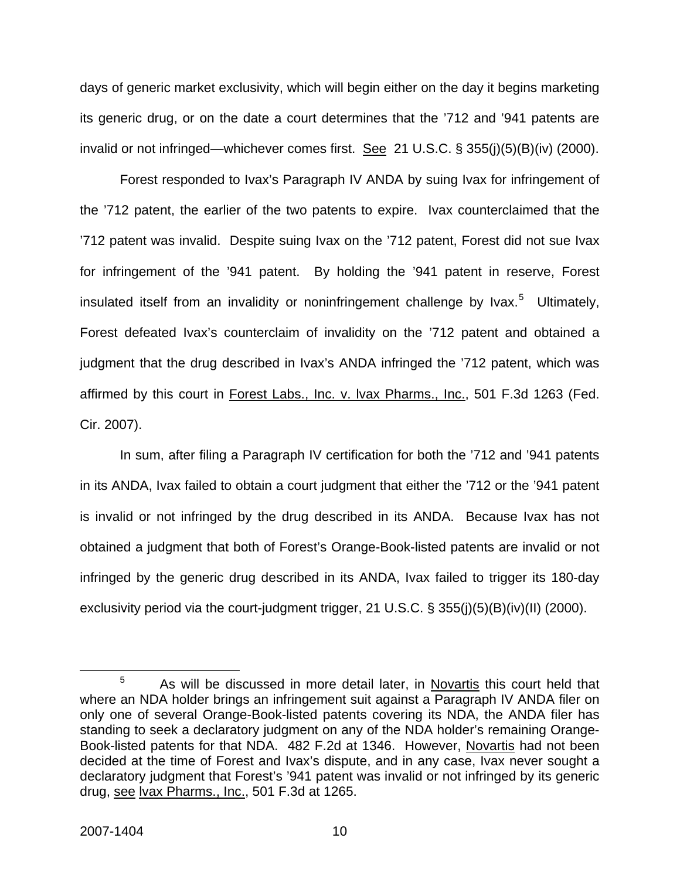days of generic market exclusivity, which will begin either on the day it begins marketing its generic drug, or on the date a court determines that the ’712 and ’941 patents are invalid or not infringed—whichever comes first. See 21 U.S.C. § 355(j)(5)(B)(iv) (2000).

Forest responded to Ivax’s Paragraph IV ANDA by suing Ivax for infringement of the ’712 patent, the earlier of the two patents to expire. Ivax counterclaimed that the ’712 patent was invalid. Despite suing Ivax on the ’712 patent, Forest did not sue Ivax for infringement of the ’941 patent. By holding the ’941 patent in reserve, Forest insulated itself from an invalidity or noninfringement challenge by Ivax.[5] Ultimately, Forest defeated Ivax’s counterclaim of invalidity on the ’712 patent and obtained a judgment that the drug described in Ivax’s ANDA infringed the ’712 patent, which was affirmed by this court in Forest Labs., Inc. v. Ivax Pharms., Inc., 501 F.3d 1263 (Fed. Cir. 2007).

In sum, after filing a Paragraph IV certification for both the ’712 and ’941 patents in its ANDA, Ivax failed to obtain a court judgment that either the ’712 or the ’941 patent is invalid or not infringed by the drug described in its ANDA. Because Ivax has not obtained a judgment that both of Forest’s Orange-Book-listed patents are invalid or not infringed by the generic drug described in its ANDA, Ivax failed to trigger its 180-day exclusivity period via the court-judgment trigger, 21 U.S.C. § 355(j)(5)(B)(iv)(II) (2000).

---

[5] As will be discussed in more detail later, in Novartis this court held that where an NDA holder brings an infringement suit against a Paragraph IV ANDA filer on only one of several Orange-Book-listed patents covering its NDA, the ANDA filer has standing to seek a declaratory judgment on any of the NDA holder’s remaining Orange-Book-listed patents for that NDA. 482 F.2d at 1346. However, Novartis had not been decided at the time of Forest and Ivax’s dispute, and in any case, Ivax never sought a declaratory judgment that Forest’s ’941 patent was invalid or not infringed by its generic drug, see Ivax Pharms., Inc., 501 F.3d at 1265.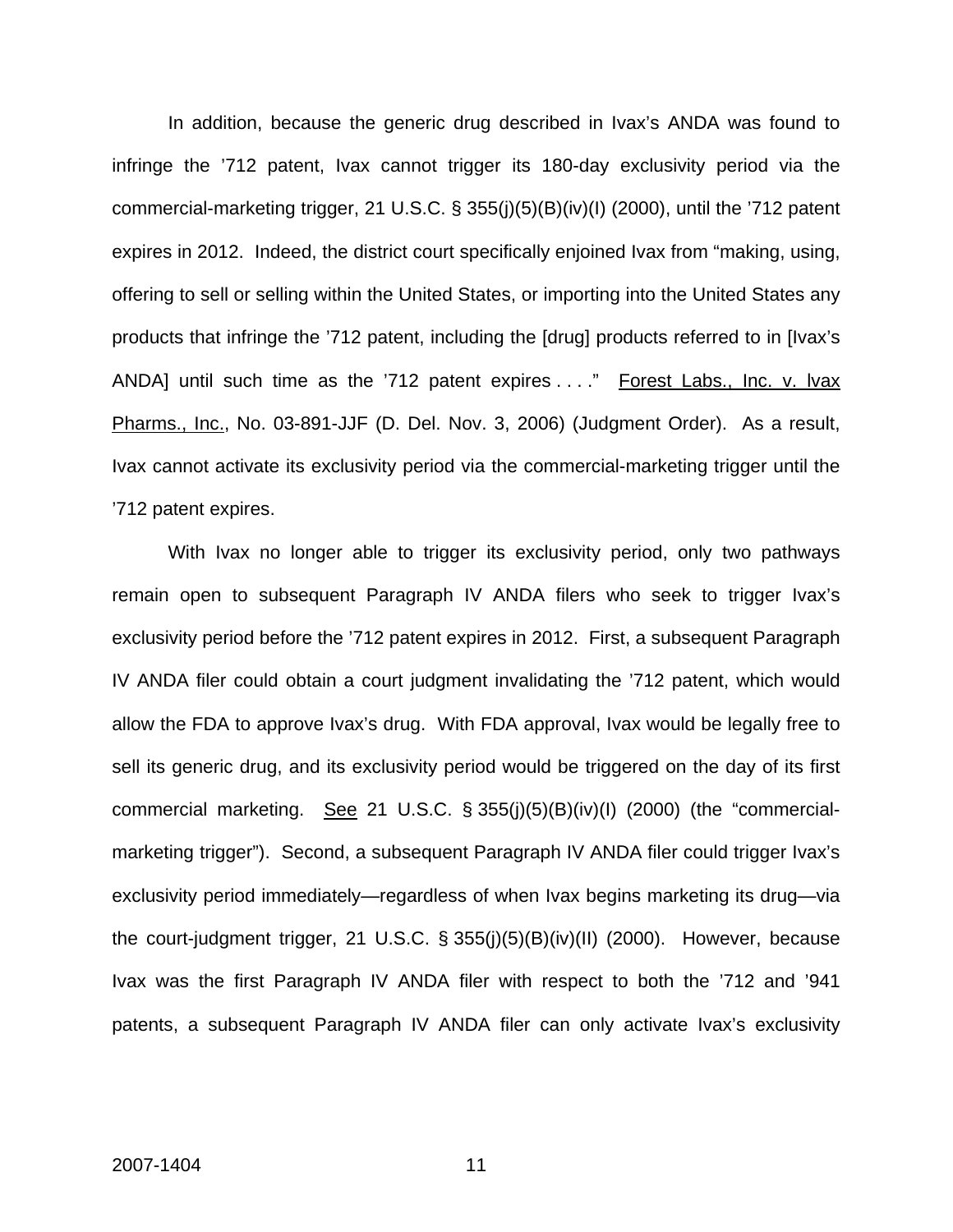In addition, because the generic drug described in Ivax's ANDA was found to infringe the '712 patent, Ivax cannot trigger its 180-day exclusivity period via the commercial-marketing trigger, 21 U.S.C. § 355(j)(5)(B)(iv)(I) (2000), until the '712 patent expires in 2012. Indeed, the district court specifically enjoined Ivax from "making, using, offering to sell or selling within the United States, or importing into the United States any products that infringe the '712 patent, including the [drug] products referred to in [Ivax's ANDA] until such time as the '712 patent expires . . . ." Forest Labs., Inc. v. Ivax Pharms., Inc., No. 03-891-JJF (D. Del. Nov. 3, 2006) (Judgment Order). As a result, Ivax cannot activate its exclusivity period via the commercial-marketing trigger until the '712 patent expires.

With Ivax no longer able to trigger its exclusivity period, only two pathways remain open to subsequent Paragraph IV ANDA filers who seek to trigger Ivax's exclusivity period before the '712 patent expires in 2012. First, a subsequent Paragraph IV ANDA filer could obtain a court judgment invalidating the '712 patent, which would allow the FDA to approve Ivax's drug. With FDA approval, Ivax would be legally free to sell its generic drug, and its exclusivity period would be triggered on the day of its first commercial marketing. See 21 U.S.C. § 355(j)(5)(B)(iv)(I) (2000) (the "commercial-marketing trigger"). Second, a subsequent Paragraph IV ANDA filer could trigger Ivax's exclusivity period immediately—regardless of when Ivax begins marketing its drug—via the court-judgment trigger, 21 U.S.C. § 355(j)(5)(B)(iv)(II) (2000). However, because Ivax was the first Paragraph IV ANDA filer with respect to both the '712 and '941 patents, a subsequent Paragraph IV ANDA filer can only activate Ivax's exclusivity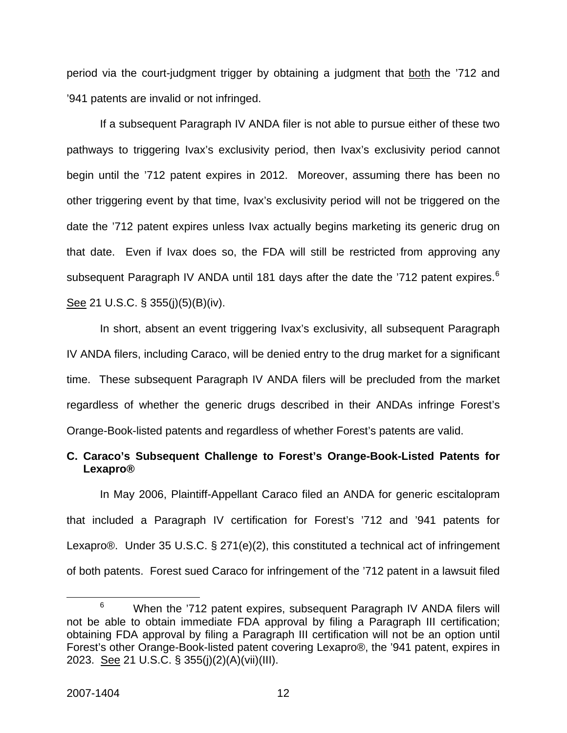period via the court-judgment trigger by obtaining a judgment that <u>both</u> the '712 and '941 patents are invalid or not infringed.

If a subsequent Paragraph IV ANDA filer is not able to pursue either of these two pathways to triggering Ivax's exclusivity period, then Ivax's exclusivity period cannot begin until the '712 patent expires in 2012. Moreover, assuming there has been no other triggering event by that time, Ivax's exclusivity period will not be triggered on the date the '712 patent expires unless Ivax actually begins marketing its generic drug on that date. Even if Ivax does so, the FDA will still be restricted from approving any subsequent Paragraph IV ANDA until 181 days after the date the '712 patent expires.[6] <u>See</u> 21 U.S.C. § 355(j)(5)(B)(iv).

In short, absent an event triggering Ivax's exclusivity, all subsequent Paragraph IV ANDA filers, including Caraco, will be denied entry to the drug market for a significant time. These subsequent Paragraph IV ANDA filers will be precluded from the market regardless of whether the generic drugs described in their ANDAs infringe Forest's Orange-Book-listed patents and regardless of whether Forest's patents are valid.

### C. Caraco's Subsequent Challenge to Forest's Orange-Book-Listed Patents for Lexapro®

In May 2006, Plaintiff-Appellant Caraco filed an ANDA for generic escitalopram that included a Paragraph IV certification for Forest's '712 and '941 patents for Lexapro®. Under 35 U.S.C. § 271(e)(2), this constituted a technical act of infringement of both patents. Forest sued Caraco for infringement of the '712 patent in a lawsuit filed

---

[6] When the '712 patent expires, subsequent Paragraph IV ANDA filers will not be able to obtain immediate FDA approval by filing a Paragraph III certification; obtaining FDA approval by filing a Paragraph III certification will not be an option until Forest's other Orange-Book-listed patent covering Lexapro®, the '941 patent, expires in 2023. <u>See</u> 21 U.S.C. § 355(j)(2)(A)(vii)(III).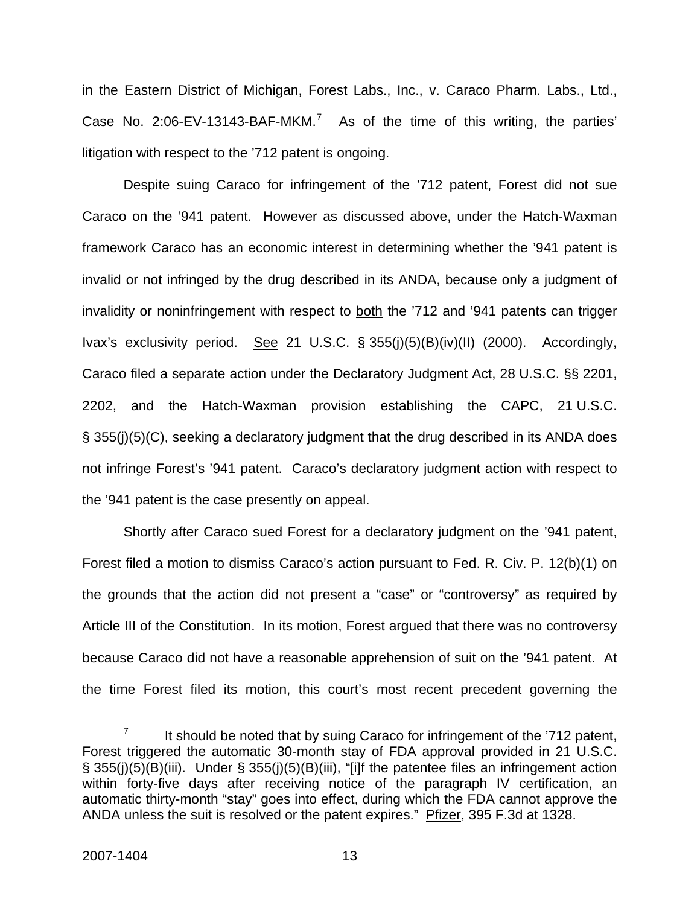in the Eastern District of Michigan, Forest Labs., Inc., v. Caraco Pharm. Labs., Ltd., Case No. 2:06-EV-13143-BAF-MKM.[7] As of the time of this writing, the parties' litigation with respect to the '712 patent is ongoing.

Despite suing Caraco for infringement of the '712 patent, Forest did not sue Caraco on the '941 patent. However as discussed above, under the Hatch-Waxman framework Caraco has an economic interest in determining whether the '941 patent is invalid or not infringed by the drug described in its ANDA, because only a judgment of invalidity or noninfringement with respect to both the '712 and '941 patents can trigger Ivax's exclusivity period. See 21 U.S.C. § 355(j)(5)(B)(iv)(II) (2000). Accordingly, Caraco filed a separate action under the Declaratory Judgment Act, 28 U.S.C. §§ 2201, 2202, and the Hatch-Waxman provision establishing the CAPC, 21 U.S.C. § 355(j)(5)(C), seeking a declaratory judgment that the drug described in its ANDA does not infringe Forest's '941 patent. Caraco's declaratory judgment action with respect to the '941 patent is the case presently on appeal.

Shortly after Caraco sued Forest for a declaratory judgment on the '941 patent, Forest filed a motion to dismiss Caraco's action pursuant to Fed. R. Civ. P. 12(b)(1) on the grounds that the action did not present a "case" or "controversy" as required by Article III of the Constitution. In its motion, Forest argued that there was no controversy because Caraco did not have a reasonable apprehension of suit on the '941 patent. At the time Forest filed its motion, this court's most recent precedent governing the

---

[7] It should be noted that by suing Caraco for infringement of the '712 patent, Forest triggered the automatic 30-month stay of FDA approval provided in 21 U.S.C. § 355(j)(5)(B)(iii). Under § 355(j)(5)(B)(iii), "[i]f the patentee files an infringement action within forty-five days after receiving notice of the paragraph IV certification, an automatic thirty-month "stay" goes into effect, during which the FDA cannot approve the ANDA unless the suit is resolved or the patent expires." Pfizer, 395 F.3d at 1328.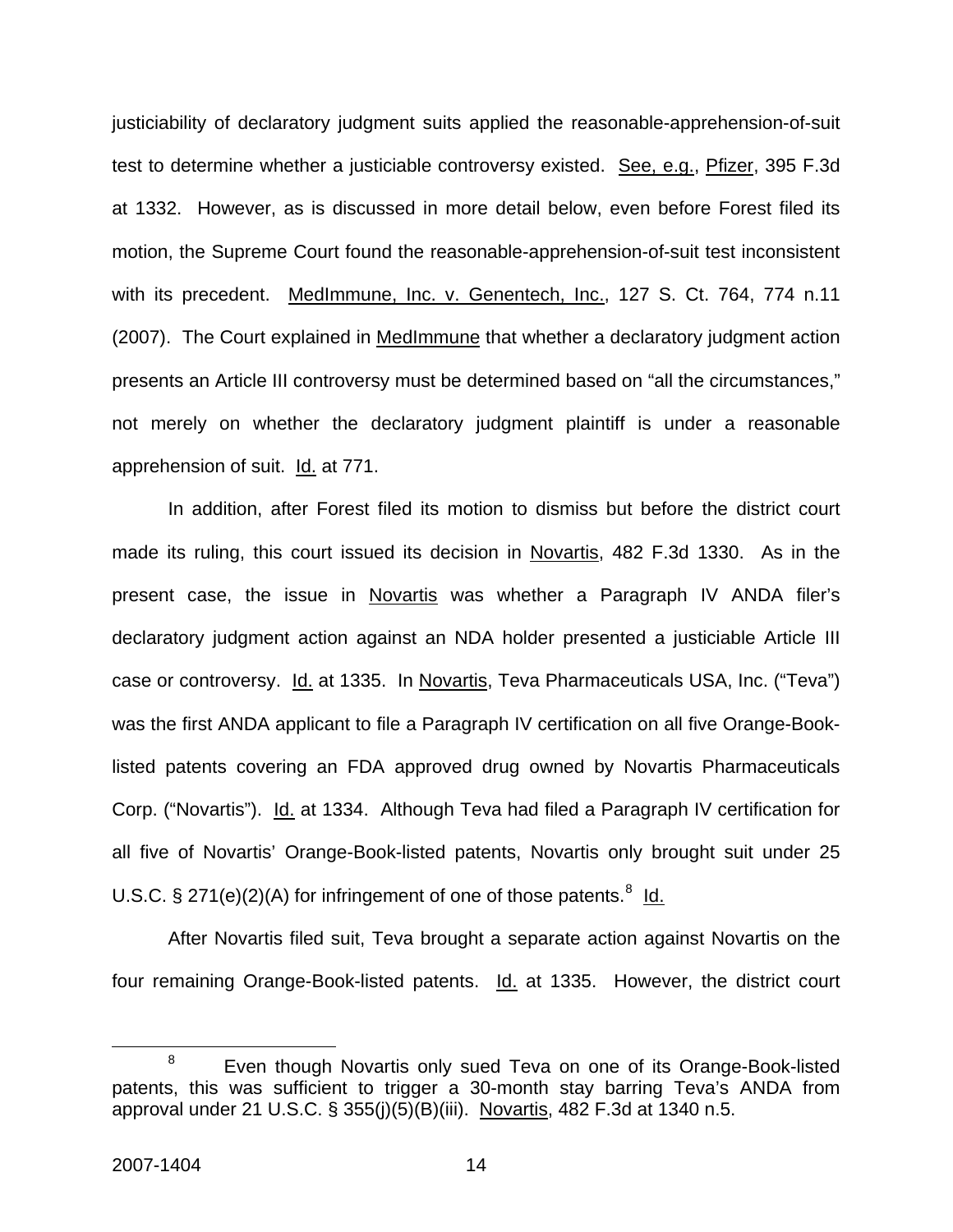justiciability of declaratory judgment suits applied the reasonable-apprehension-of-suit test to determine whether a justiciable controversy existed. See, e.g., Pfizer, 395 F.3d at 1332. However, as is discussed in more detail below, even before Forest filed its motion, the Supreme Court found the reasonable-apprehension-of-suit test inconsistent with its precedent. MedImmune, Inc. v. Genentech, Inc., 127 S. Ct. 764, 774 n.11 (2007). The Court explained in MedImmune that whether a declaratory judgment action presents an Article III controversy must be determined based on "all the circumstances," not merely on whether the declaratory judgment plaintiff is under a reasonable apprehension of suit. Id. at 771.

In addition, after Forest filed its motion to dismiss but before the district court made its ruling, this court issued its decision in Novartis, 482 F.3d 1330. As in the present case, the issue in Novartis was whether a Paragraph IV ANDA filer's declaratory judgment action against an NDA holder presented a justiciable Article III case or controversy. Id. at 1335. In Novartis, Teva Pharmaceuticals USA, Inc. ("Teva") was the first ANDA applicant to file a Paragraph IV certification on all five Orange-Book-listed patents covering an FDA approved drug owned by Novartis Pharmaceuticals Corp. ("Novartis"). Id. at 1334. Although Teva had filed a Paragraph IV certification for all five of Novartis' Orange-Book-listed patents, Novartis only brought suit under 25 U.S.C. § 271(e)(2)(A) for infringement of one of those patents.[8] Id.

After Novartis filed suit, Teva brought a separate action against Novartis on the four remaining Orange-Book-listed patents. Id. at 1335. However, the district court

---

[8] Even though Novartis only sued Teva on one of its Orange-Book-listed patents, this was sufficient to trigger a 30-month stay barring Teva's ANDA from approval under 21 U.S.C. § 355(j)(5)(B)(iii). Novartis, 482 F.3d at 1340 n.5.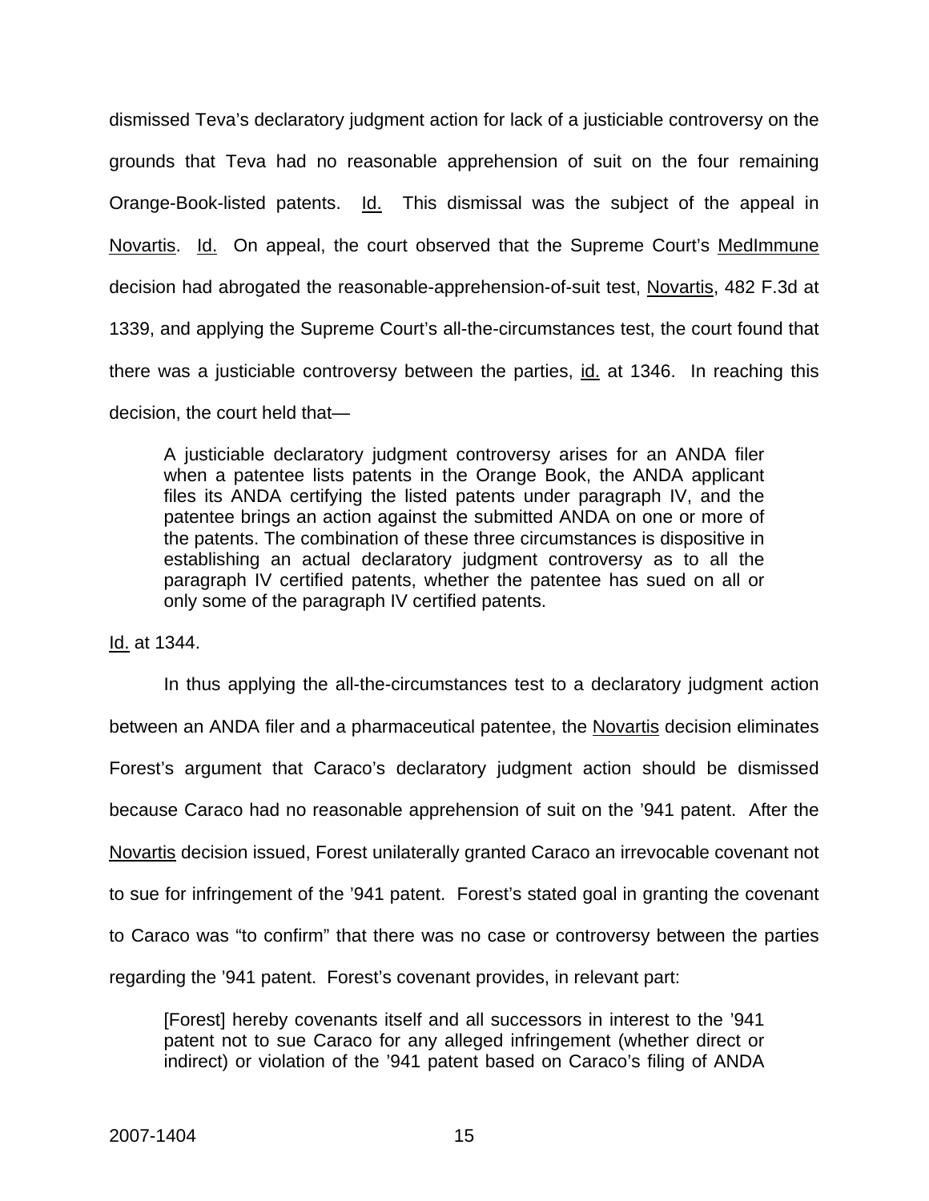dismissed Teva's declaratory judgment action for lack of a justiciable controversy on the grounds that Teva had no reasonable apprehension of suit on the four remaining Orange-Book-listed patents. Id. This dismissal was the subject of the appeal in Novartis. Id. On appeal, the court observed that the Supreme Court's MedImmune decision had abrogated the reasonable-apprehension-of-suit test, Novartis, 482 F.3d at 1339, and applying the Supreme Court's all-the-circumstances test, the court found that there was a justiciable controversy between the parties, id. at 1346. In reaching this decision, the court held that—

> A justiciable declaratory judgment controversy arises for an ANDA filer when a patentee lists patents in the Orange Book, the ANDA applicant files its ANDA certifying the listed patents under paragraph IV, and the patentee brings an action against the submitted ANDA on one or more of the patents. The combination of these three circumstances is dispositive in establishing an actual declaratory judgment controversy as to all the paragraph IV certified patents, whether the patentee has sued on all or only some of the paragraph IV certified patents.

Id. at 1344.

In thus applying the all-the-circumstances test to a declaratory judgment action between an ANDA filer and a pharmaceutical patentee, the Novartis decision eliminates Forest's argument that Caraco's declaratory judgment action should be dismissed because Caraco had no reasonable apprehension of suit on the '941 patent. After the Novartis decision issued, Forest unilaterally granted Caraco an irrevocable covenant not to sue for infringement of the '941 patent. Forest's stated goal in granting the covenant to Caraco was "to confirm" that there was no case or controversy between the parties regarding the '941 patent. Forest's covenant provides, in relevant part:

> [Forest] hereby covenants itself and all successors in interest to the '941 patent not to sue Caraco for any alleged infringement (whether direct or indirect) or violation of the '941 patent based on Caraco's filing of ANDA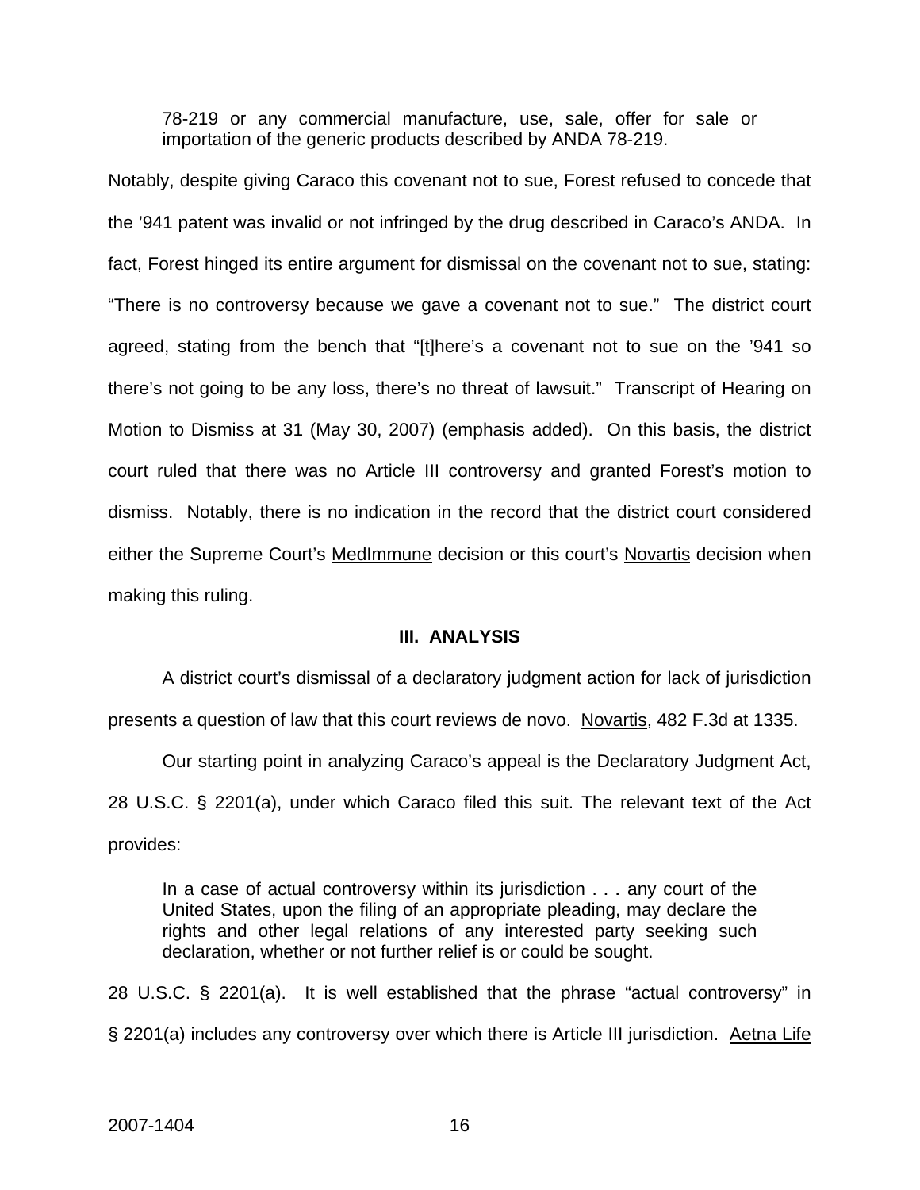78-219 or any commercial manufacture, use, sale, offer for sale or importation of the generic products described by ANDA 78-219.

Notably, despite giving Caraco this covenant not to sue, Forest refused to concede that the '941 patent was invalid or not infringed by the drug described in Caraco's ANDA. In fact, Forest hinged its entire argument for dismissal on the covenant not to sue, stating: "There is no controversy because we gave a covenant not to sue." The district court agreed, stating from the bench that "[t]here's a covenant not to sue on the '941 so there's not going to be any loss, there's no threat of lawsuit." Transcript of Hearing on Motion to Dismiss at 31 (May 30, 2007) (emphasis added). On this basis, the district court ruled that there was no Article III controversy and granted Forest's motion to dismiss. Notably, there is no indication in the record that the district court considered either the Supreme Court's MedImmune decision or this court's Novartis decision when making this ruling.

### III. ANALYSIS

A district court's dismissal of a declaratory judgment action for lack of jurisdiction presents a question of law that this court reviews de novo. Novartis, 482 F.3d at 1335.

Our starting point in analyzing Caraco's appeal is the Declaratory Judgment Act, 28 U.S.C. § 2201(a), under which Caraco filed this suit. The relevant text of the Act provides:

> In a case of actual controversy within its jurisdiction . . . any court of the United States, upon the filing of an appropriate pleading, may declare the rights and other legal relations of any interested party seeking such declaration, whether or not further relief is or could be sought.

28 U.S.C. § 2201(a). It is well established that the phrase "actual controversy" in § 2201(a) includes any controversy over which there is Article III jurisdiction. Aetna Life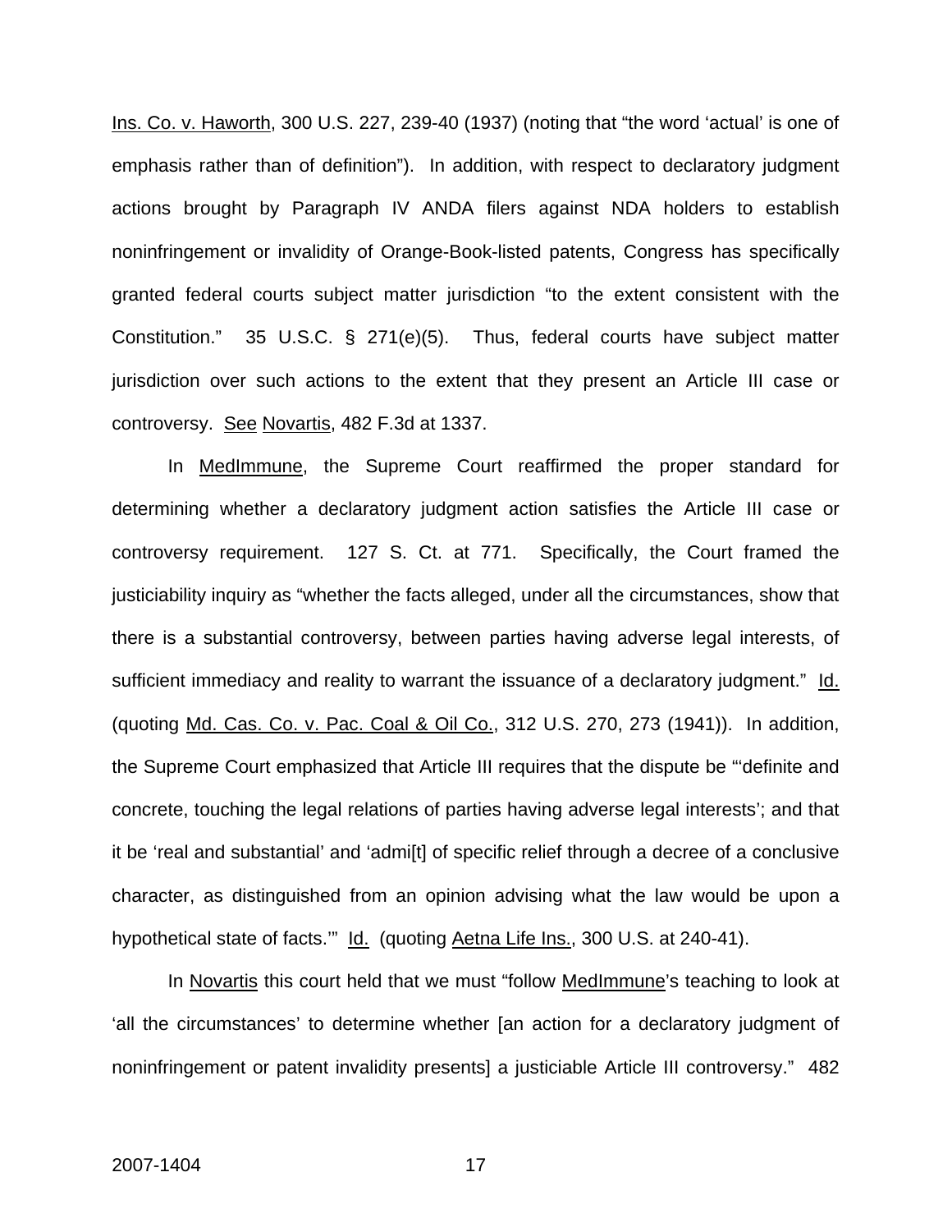Ins. Co. v. Haworth, 300 U.S. 227, 239-40 (1937) (noting that "the word 'actual' is one of emphasis rather than of definition"). In addition, with respect to declaratory judgment actions brought by Paragraph IV ANDA filers against NDA holders to establish noninfringement or invalidity of Orange-Book-listed patents, Congress has specifically granted federal courts subject matter jurisdiction "to the extent consistent with the Constitution." 35 U.S.C. § 271(e)(5). Thus, federal courts have subject matter jurisdiction over such actions to the extent that they present an Article III case or controversy. See Novartis, 482 F.3d at 1337.

In MedImmune, the Supreme Court reaffirmed the proper standard for determining whether a declaratory judgment action satisfies the Article III case or controversy requirement. 127 S. Ct. at 771. Specifically, the Court framed the justiciability inquiry as "whether the facts alleged, under all the circumstances, show that there is a substantial controversy, between parties having adverse legal interests, of sufficient immediacy and reality to warrant the issuance of a declaratory judgment." Id. (quoting Md. Cas. Co. v. Pac. Coal & Oil Co., 312 U.S. 270, 273 (1941)). In addition, the Supreme Court emphasized that Article III requires that the dispute be "'definite and concrete, touching the legal relations of parties having adverse legal interests'; and that it be 'real and substantial' and 'admi[t] of specific relief through a decree of a conclusive character, as distinguished from an opinion advising what the law would be upon a hypothetical state of facts.'" Id. (quoting Aetna Life Ins., 300 U.S. at 240-41).

In Novartis this court held that we must "follow MedImmune's teaching to look at 'all the circumstances' to determine whether [an action for a declaratory judgment of noninfringement or patent invalidity presents] a justiciable Article III controversy." 482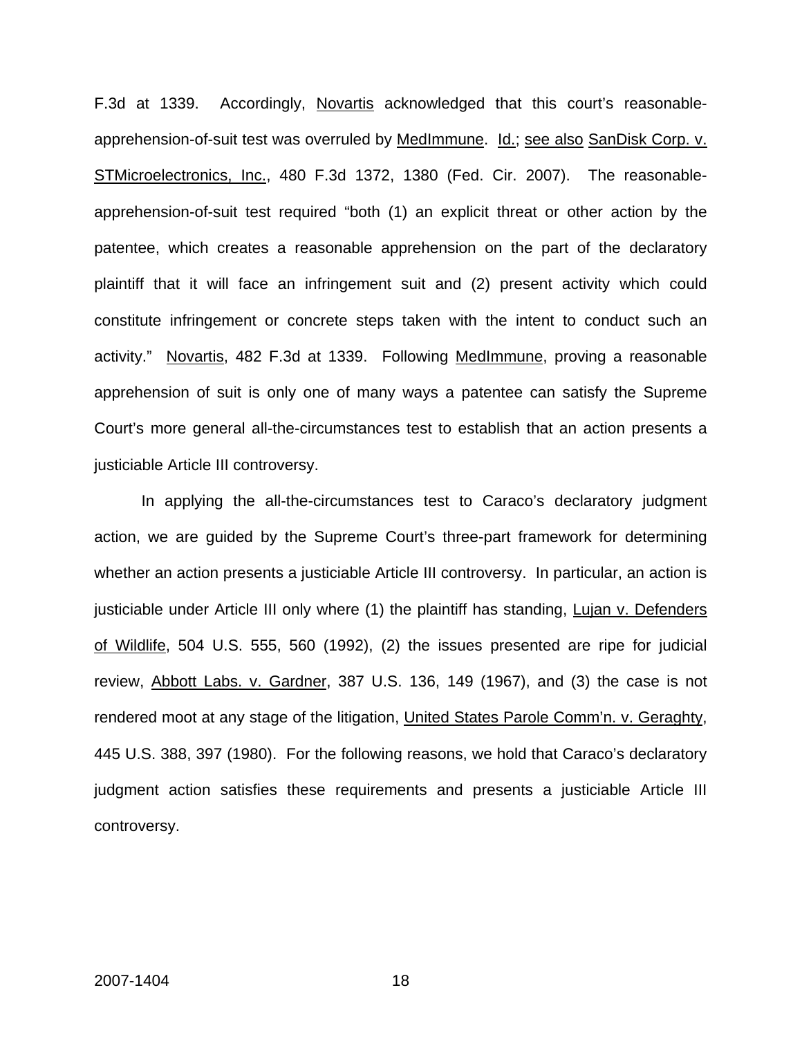F.3d at 1339. Accordingly, Novartis acknowledged that this court's reasonable-apprehension-of-suit test was overruled by MedImmune. Id.; see also SanDisk Corp. v. STMicroelectronics, Inc., 480 F.3d 1372, 1380 (Fed. Cir. 2007). The reasonable-apprehension-of-suit test required "both (1) an explicit threat or other action by the patentee, which creates a reasonable apprehension on the part of the declaratory plaintiff that it will face an infringement suit and (2) present activity which could constitute infringement or concrete steps taken with the intent to conduct such an activity." Novartis, 482 F.3d at 1339. Following MedImmune, proving a reasonable apprehension of suit is only one of many ways a patentee can satisfy the Supreme Court's more general all-the-circumstances test to establish that an action presents a justiciable Article III controversy.

In applying the all-the-circumstances test to Caraco's declaratory judgment action, we are guided by the Supreme Court's three-part framework for determining whether an action presents a justiciable Article III controversy. In particular, an action is justiciable under Article III only where (1) the plaintiff has standing, Lujan v. Defenders of Wildlife, 504 U.S. 555, 560 (1992), (2) the issues presented are ripe for judicial review, Abbott Labs. v. Gardner, 387 U.S. 136, 149 (1967), and (3) the case is not rendered moot at any stage of the litigation, United States Parole Comm'n. v. Geraghty, 445 U.S. 388, 397 (1980). For the following reasons, we hold that Caraco's declaratory judgment action satisfies these requirements and presents a justiciable Article III controversy.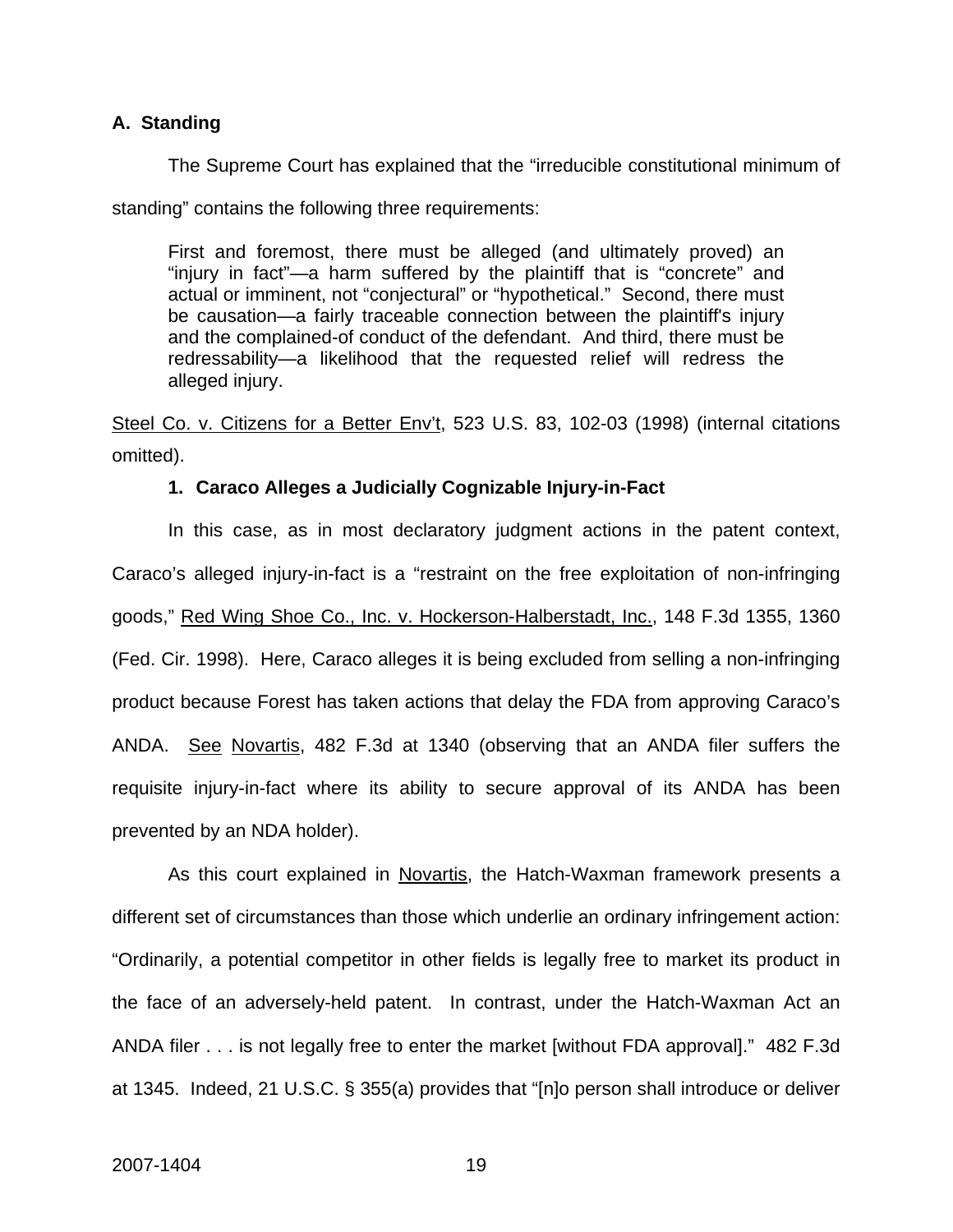### A. Standing

The Supreme Court has explained that the "irreducible constitutional minimum of standing" contains the following three requirements:

> First and foremost, there must be alleged (and ultimately proved) an "injury in fact"—a harm suffered by the plaintiff that is "concrete" and actual or imminent, not "conjectural" or "hypothetical." Second, there must be causation—a fairly traceable connection between the plaintiff's injury and the complained-of conduct of the defendant. And third, there must be redressability—a likelihood that the requested relief will redress the alleged injury.

Steel Co. v. Citizens for a Better Env't, 523 U.S. 83, 102-03 (1998) (internal citations omitted).

#### 1. Caraco Alleges a Judicially Cognizable Injury-in-Fact

In this case, as in most declaratory judgment actions in the patent context, Caraco's alleged injury-in-fact is a "restraint on the free exploitation of non-infringing goods," Red Wing Shoe Co., Inc. v. Hockerson-Halberstadt, Inc., 148 F.3d 1355, 1360 (Fed. Cir. 1998). Here, Caraco alleges it is being excluded from selling a non-infringing product because Forest has taken actions that delay the FDA from approving Caraco's ANDA. See Novartis, 482 F.3d at 1340 (observing that an ANDA filer suffers the requisite injury-in-fact where its ability to secure approval of its ANDA has been prevented by an NDA holder).

As this court explained in Novartis, the Hatch-Waxman framework presents a different set of circumstances than those which underlie an ordinary infringement action: "Ordinarily, a potential competitor in other fields is legally free to market its product in the face of an adversely-held patent. In contrast, under the Hatch-Waxman Act an ANDA filer . . . is not legally free to enter the market [without FDA approval]." 482 F.3d at 1345. Indeed, 21 U.S.C. § 355(a) provides that "[n]o person shall introduce or deliver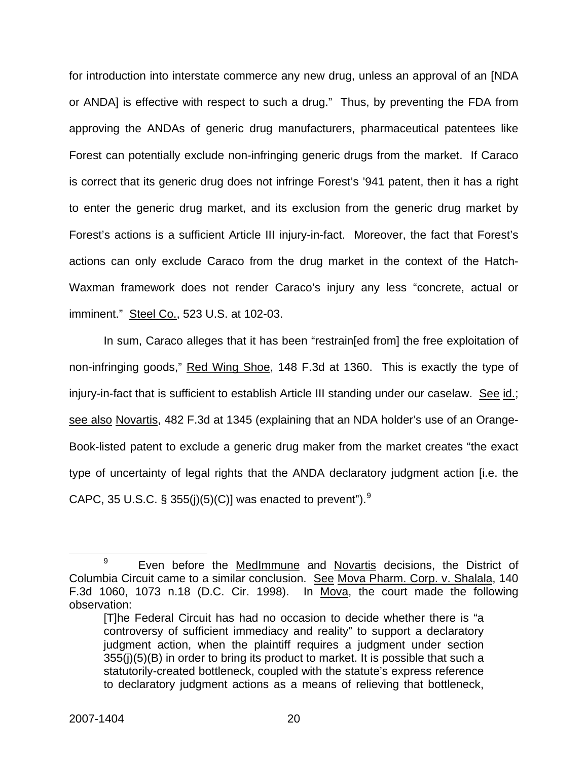for introduction into interstate commerce any new drug, unless an approval of an [NDA or ANDA] is effective with respect to such a drug." Thus, by preventing the FDA from approving the ANDAs of generic drug manufacturers, pharmaceutical patentees like Forest can potentially exclude non-infringing generic drugs from the market. If Caraco is correct that its generic drug does not infringe Forest's '941 patent, then it has a right to enter the generic drug market, and its exclusion from the generic drug market by Forest's actions is a sufficient Article III injury-in-fact. Moreover, the fact that Forest's actions can only exclude Caraco from the drug market in the context of the Hatch-Waxman framework does not render Caraco's injury any less "concrete, actual or imminent." Steel Co., 523 U.S. at 102-03.

In sum, Caraco alleges that it has been "restrain[ed from] the free exploitation of non-infringing goods," Red Wing Shoe, 148 F.3d at 1360. This is exactly the type of injury-in-fact that is sufficient to establish Article III standing under our caselaw. See id.; see also Novartis, 482 F.3d at 1345 (explaining that an NDA holder's use of an Orange-Book-listed patent to exclude a generic drug maker from the market creates "the exact type of uncertainty of legal rights that the ANDA declaratory judgment action [i.e. the CAPC, 35 U.S.C. § 355(j)(5)(C)] was enacted to prevent").[9]

---

[9] Even before the MedImmune and Novartis decisions, the District of Columbia Circuit came to a similar conclusion. See Mova Pharm. Corp. v. Shalala, 140 F.3d 1060, 1073 n.18 (D.C. Cir. 1998). In Mova, the court made the following observation:

> [T]he Federal Circuit has had no occasion to decide whether there is "a controversy of sufficient immediacy and reality" to support a declaratory judgment action, when the plaintiff requires a judgment under section 355(j)(5)(B) in order to bring its product to market. It is possible that such a statutorily-created bottleneck, coupled with the statute's express reference to declaratory judgment actions as a means of relieving that bottleneck,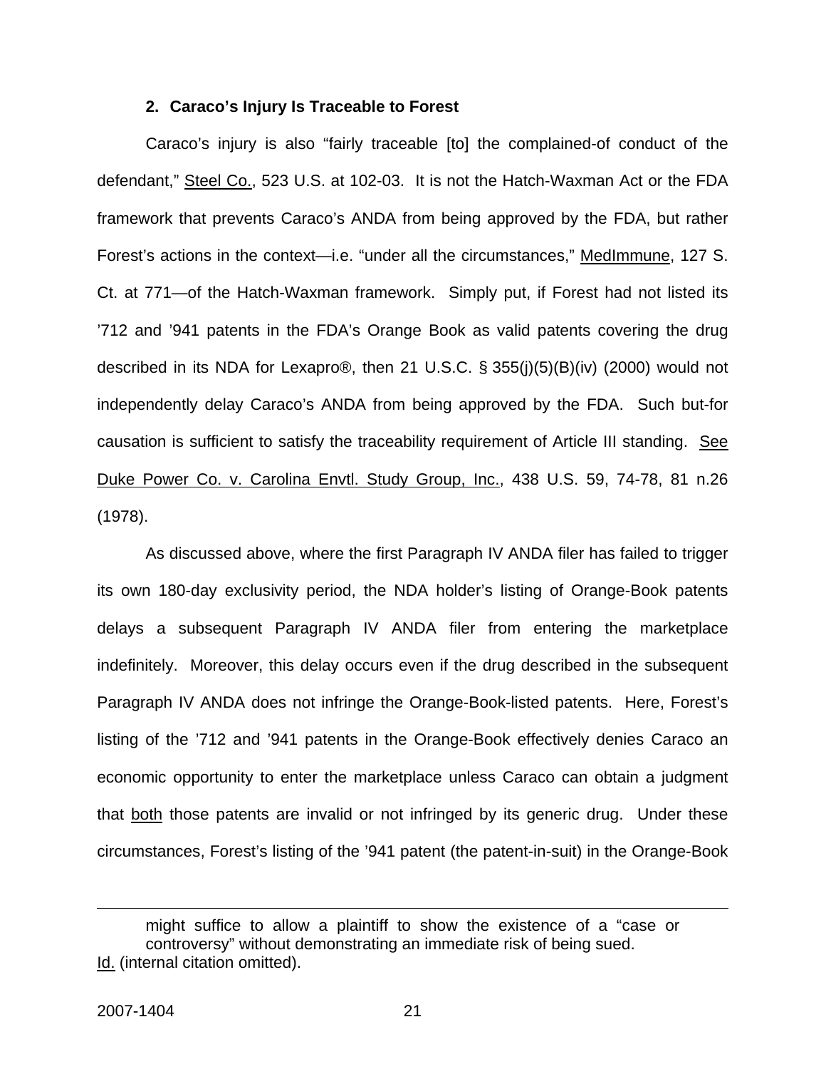### 2. Caraco's Injury Is Traceable to Forest

Caraco's injury is also "fairly traceable [to] the complained-of conduct of the defendant," Steel Co., 523 U.S. at 102-03. It is not the Hatch-Waxman Act or the FDA framework that prevents Caraco's ANDA from being approved by the FDA, but rather Forest's actions in the context—i.e. "under all the circumstances," MedImmune, 127 S. Ct. at 771—of the Hatch-Waxman framework. Simply put, if Forest had not listed its '712 and '941 patents in the FDA's Orange Book as valid patents covering the drug described in its NDA for Lexapro®, then 21 U.S.C. § 355(j)(5)(B)(iv) (2000) would not independently delay Caraco's ANDA from being approved by the FDA. Such but-for causation is sufficient to satisfy the traceability requirement of Article III standing. See Duke Power Co. v. Carolina Envtl. Study Group, Inc., 438 U.S. 59, 74-78, 81 n.26 (1978).

As discussed above, where the first Paragraph IV ANDA filer has failed to trigger its own 180-day exclusivity period, the NDA holder's listing of Orange-Book patents delays a subsequent Paragraph IV ANDA filer from entering the marketplace indefinitely. Moreover, this delay occurs even if the drug described in the subsequent Paragraph IV ANDA does not infringe the Orange-Book-listed patents. Here, Forest's listing of the '712 and '941 patents in the Orange-Book effectively denies Caraco an economic opportunity to enter the marketplace unless Caraco can obtain a judgment that both those patents are invalid or not infringed by its generic drug. Under these circumstances, Forest's listing of the '941 patent (the patent-in-suit) in the Orange-Book

---

> might suffice to allow a plaintiff to show the existence of a "case or controversy" without demonstrating an immediate risk of being sued.

Id. (internal citation omitted).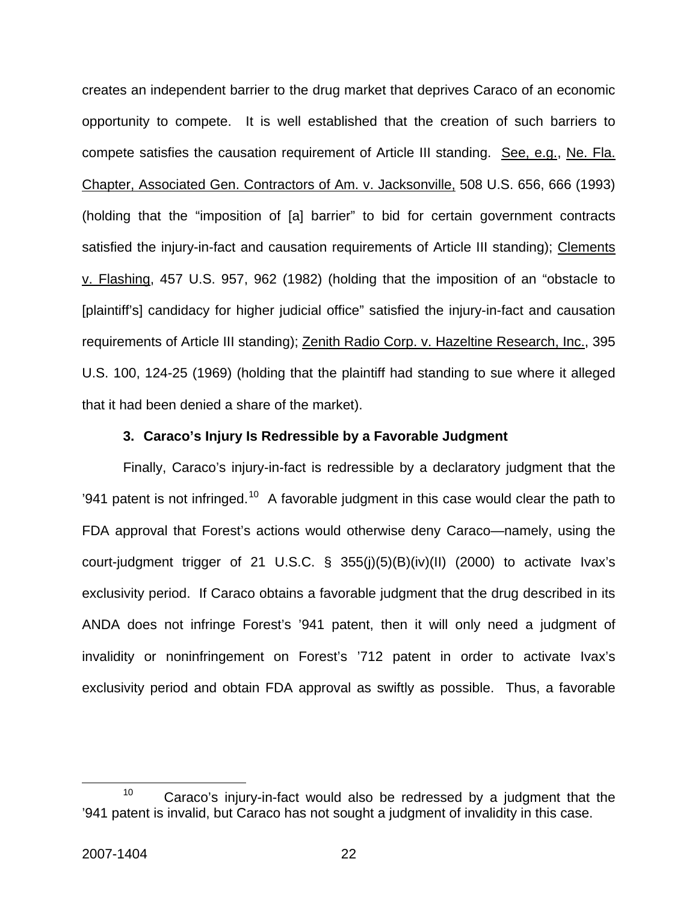creates an independent barrier to the drug market that deprives Caraco of an economic opportunity to compete. It is well established that the creation of such barriers to compete satisfies the causation requirement of Article III standing. See, e.g., Ne. Fla. Chapter, Associated Gen. Contractors of Am. v. Jacksonville, 508 U.S. 656, 666 (1993) (holding that the "imposition of [a] barrier" to bid for certain government contracts satisfied the injury-in-fact and causation requirements of Article III standing); Clements v. Flashing, 457 U.S. 957, 962 (1982) (holding that the imposition of an "obstacle to [plaintiff's] candidacy for higher judicial office" satisfied the injury-in-fact and causation requirements of Article III standing); Zenith Radio Corp. v. Hazeltine Research, Inc., 395 U.S. 100, 124-25 (1969) (holding that the plaintiff had standing to sue where it alleged that it had been denied a share of the market).

### 3. Caraco's Injury Is Redressible by a Favorable Judgment

Finally, Caraco's injury-in-fact is redressible by a declaratory judgment that the '941 patent is not infringed.[10] A favorable judgment in this case would clear the path to FDA approval that Forest's actions would otherwise deny Caraco—namely, using the court-judgment trigger of 21 U.S.C. § 355(j)(5)(B)(iv)(II) (2000) to activate Ivax's exclusivity period. If Caraco obtains a favorable judgment that the drug described in its ANDA does not infringe Forest's '941 patent, then it will only need a judgment of invalidity or noninfringement on Forest's '712 patent in order to activate Ivax's exclusivity period and obtain FDA approval as swiftly as possible. Thus, a favorable

[10] Caraco's injury-in-fact would also be redressed by a judgment that the '941 patent is invalid, but Caraco has not sought a judgment of invalidity in this case.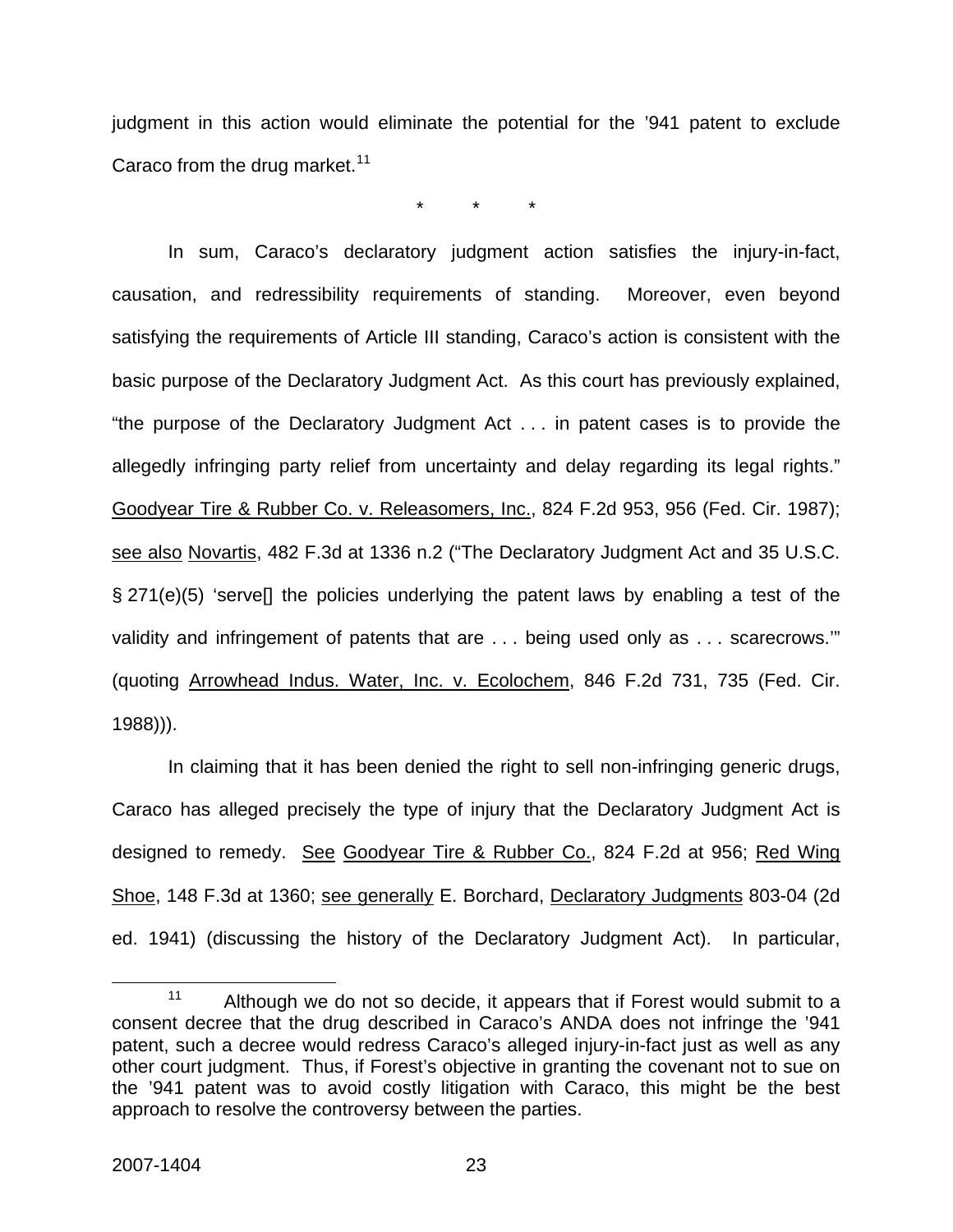judgment in this action would eliminate the potential for the '941 patent to exclude Caraco from the drug market.[11]

\* \* \*

In sum, Caraco's declaratory judgment action satisfies the injury-in-fact, causation, and redressibility requirements of standing. Moreover, even beyond satisfying the requirements of Article III standing, Caraco's action is consistent with the basic purpose of the Declaratory Judgment Act. As this court has previously explained, "the purpose of the Declaratory Judgment Act . . . in patent cases is to provide the allegedly infringing party relief from uncertainty and delay regarding its legal rights." Goodyear Tire & Rubber Co. v. Releasomers, Inc., 824 F.2d 953, 956 (Fed. Cir. 1987); see also Novartis, 482 F.3d at 1336 n.2 ("The Declaratory Judgment Act and 35 U.S.C. § 271(e)(5) 'serve[] the policies underlying the patent laws by enabling a test of the validity and infringement of patents that are . . . being used only as . . . scarecrows.'" (quoting Arrowhead Indus. Water, Inc. v. Ecolochem, 846 F.2d 731, 735 (Fed. Cir. 1988))).

In claiming that it has been denied the right to sell non-infringing generic drugs, Caraco has alleged precisely the type of injury that the Declaratory Judgment Act is designed to remedy. See Goodyear Tire & Rubber Co., 824 F.2d at 956; Red Wing Shoe, 148 F.3d at 1360; see generally E. Borchard, Declaratory Judgments 803-04 (2d ed. 1941) (discussing the history of the Declaratory Judgment Act). In particular,

---

[11] Although we do not so decide, it appears that if Forest would submit to a consent decree that the drug described in Caraco's ANDA does not infringe the '941 patent, such a decree would redress Caraco's alleged injury-in-fact just as well as any other court judgment. Thus, if Forest's objective in granting the covenant not to sue on the '941 patent was to avoid costly litigation with Caraco, this might be the best approach to resolve the controversy between the parties.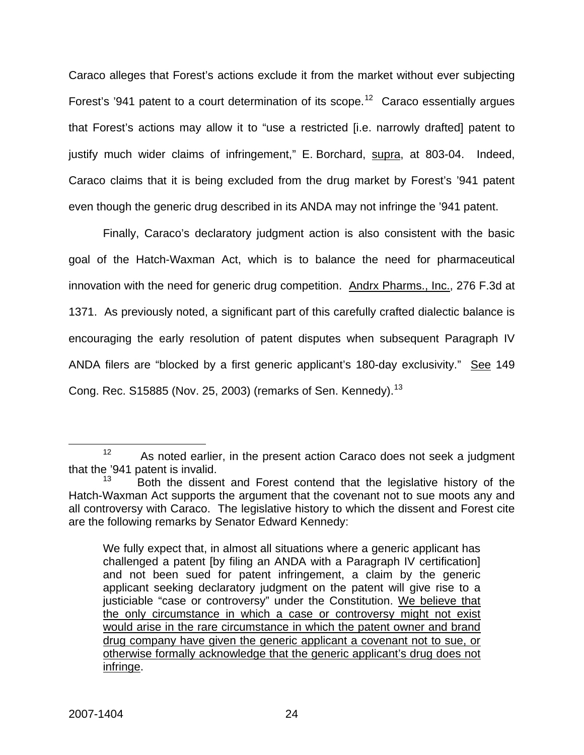Caraco alleges that Forest's actions exclude it from the market without ever subjecting Forest's '941 patent to a court determination of its scope.[12] Caraco essentially argues that Forest's actions may allow it to "use a restricted [i.e. narrowly drafted] patent to justify much wider claims of infringement," E. Borchard, supra, at 803-04. Indeed, Caraco claims that it is being excluded from the drug market by Forest's '941 patent even though the generic drug described in its ANDA may not infringe the '941 patent.

Finally, Caraco's declaratory judgment action is also consistent with the basic goal of the Hatch-Waxman Act, which is to balance the need for pharmaceutical innovation with the need for generic drug competition. Andrx Pharms., Inc., 276 F.3d at 1371. As previously noted, a significant part of this carefully crafted dialectic balance is encouraging the early resolution of patent disputes when subsequent Paragraph IV ANDA filers are "blocked by a first generic applicant's 180-day exclusivity." See 149 Cong. Rec. S15885 (Nov. 25, 2003) (remarks of Sen. Kennedy).[13]

---

[12] As noted earlier, in the present action Caraco does not seek a judgment that the '941 patent is invalid.

[13] Both the dissent and Forest contend that the legislative history of the Hatch-Waxman Act supports the argument that the covenant not to sue moots any and all controversy with Caraco. The legislative history to which the dissent and Forest cite are the following remarks by Senator Edward Kennedy:

> We fully expect that, in almost all situations where a generic applicant has challenged a patent [by filing an ANDA with a Paragraph IV certification] and not been sued for patent infringement, a claim by the generic applicant seeking declaratory judgment on the patent will give rise to a justiciable "case or controversy" under the Constitution. <u>We believe that the only circumstance in which a case or controversy might not exist would arise in the rare circumstance in which the patent owner and brand drug company have given the generic applicant a covenant not to sue, or otherwise formally acknowledge that the generic applicant's drug does not infringe</u>.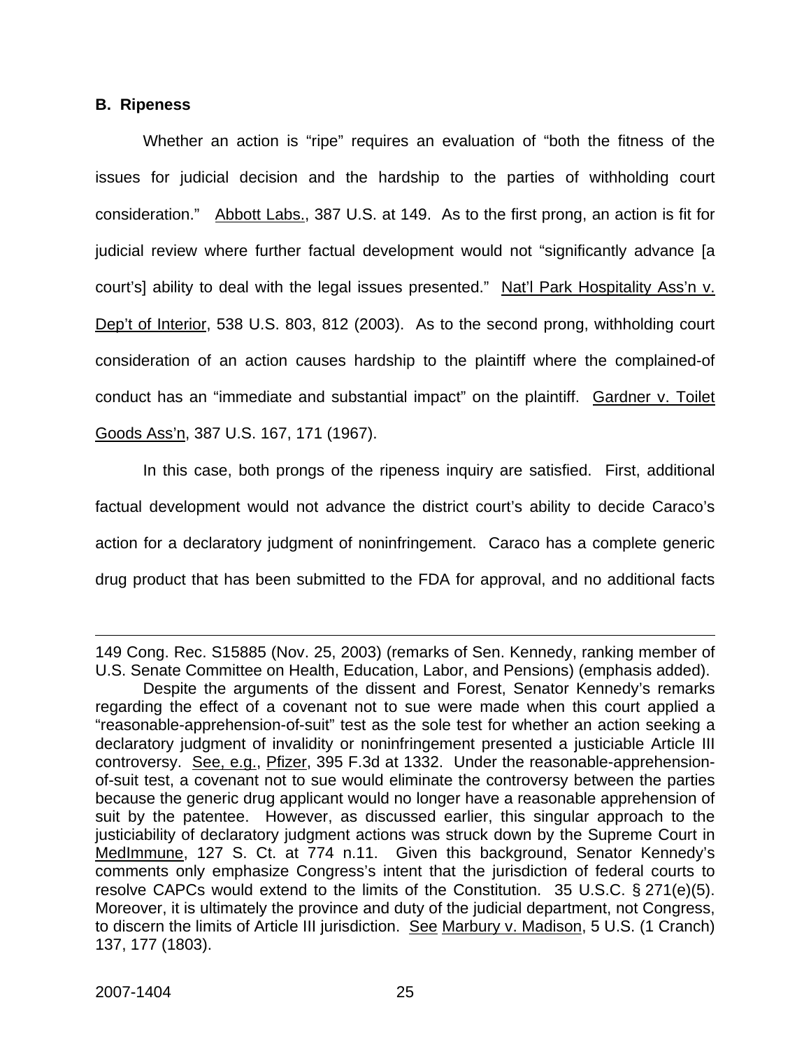### B. Ripeness

Whether an action is "ripe" requires an evaluation of "both the fitness of the issues for judicial decision and the hardship to the parties of withholding court consideration." Abbott Labs., 387 U.S. at 149. As to the first prong, an action is fit for judicial review where further factual development would not "significantly advance [a court's] ability to deal with the legal issues presented." Nat'l Park Hospitality Ass'n v. Dep't of Interior, 538 U.S. 803, 812 (2003). As to the second prong, withholding court consideration of an action causes hardship to the plaintiff where the complained-of conduct has an "immediate and substantial impact" on the plaintiff. Gardner v. Toilet Goods Ass'n, 387 U.S. 167, 171 (1967).

In this case, both prongs of the ripeness inquiry are satisfied. First, additional factual development would not advance the district court's ability to decide Caraco's action for a declaratory judgment of noninfringement. Caraco has a complete generic drug product that has been submitted to the FDA for approval, and no additional facts

---

149 Cong. Rec. S15885 (Nov. 25, 2003) (remarks of Sen. Kennedy, ranking member of U.S. Senate Committee on Health, Education, Labor, and Pensions) (emphasis added).

Despite the arguments of the dissent and Forest, Senator Kennedy's remarks regarding the effect of a covenant not to sue were made when this court applied a "reasonable-apprehension-of-suit" test as the sole test for whether an action seeking a declaratory judgment of invalidity or noninfringement presented a justiciable Article III controversy. See, e.g., Pfizer, 395 F.3d at 1332. Under the reasonable-apprehension-of-suit test, a covenant not to sue would eliminate the controversy between the parties because the generic drug applicant would no longer have a reasonable apprehension of suit by the patentee. However, as discussed earlier, this singular approach to the justiciability of declaratory judgment actions was struck down by the Supreme Court in MedImmune, 127 S. Ct. at 774 n.11. Given this background, Senator Kennedy's comments only emphasize Congress's intent that the jurisdiction of federal courts to resolve CAPCs would extend to the limits of the Constitution. 35 U.S.C. § 271(e)(5). Moreover, it is ultimately the province and duty of the judicial department, not Congress, to discern the limits of Article III jurisdiction. See Marbury v. Madison, 5 U.S. (1 Cranch) 137, 177 (1803).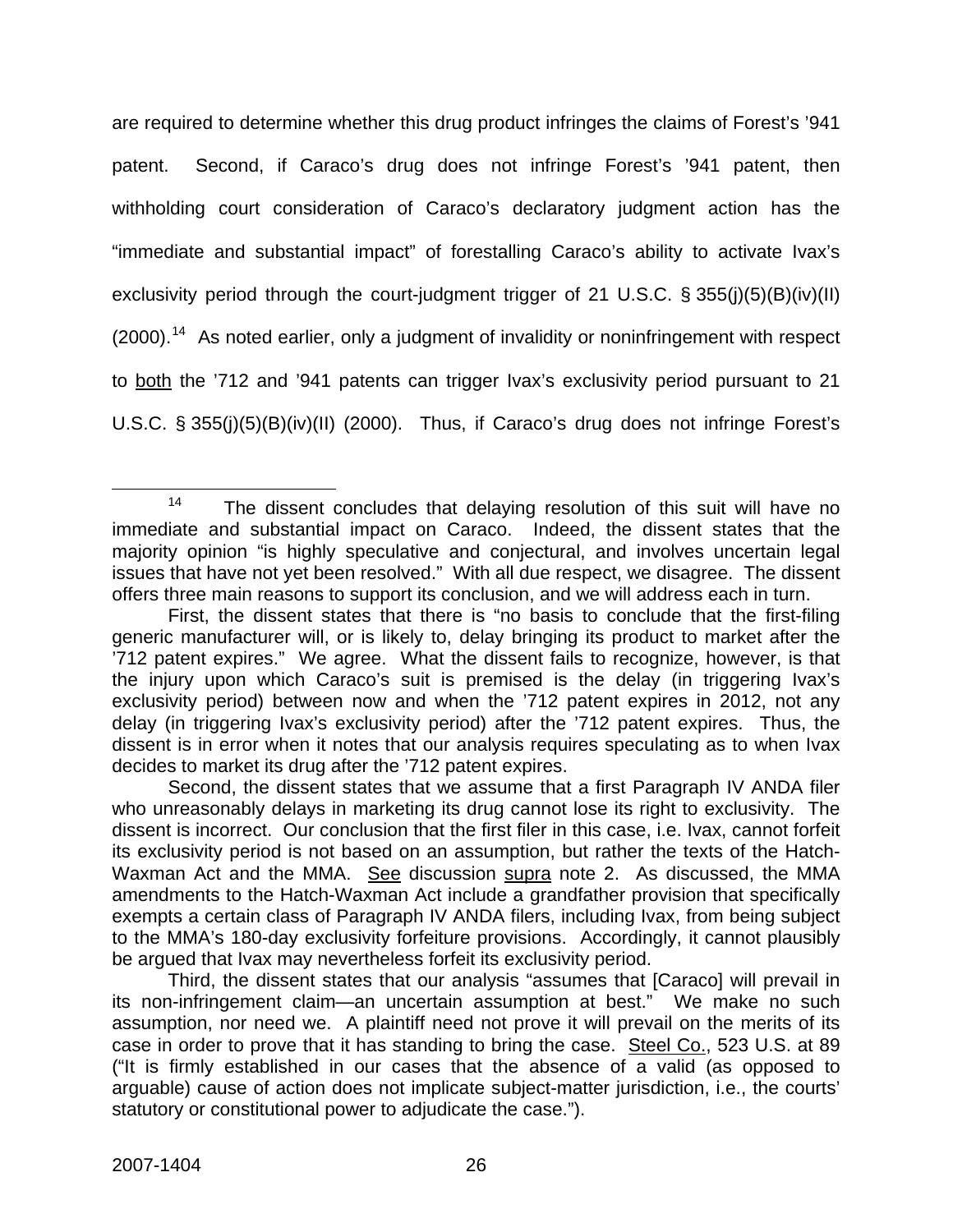are required to determine whether this drug product infringes the claims of Forest's '941 patent. Second, if Caraco's drug does not infringe Forest's '941 patent, then withholding court consideration of Caraco's declaratory judgment action has the "immediate and substantial impact" of forestalling Caraco's ability to activate Ivax's exclusivity period through the court-judgment trigger of 21 U.S.C. § 355(j)(5)(B)(iv)(II) (2000).[14] As noted earlier, only a judgment of invalidity or noninfringement with respect to both the '712 and '941 patents can trigger Ivax's exclusivity period pursuant to 21 U.S.C. § 355(j)(5)(B)(iv)(II) (2000). Thus, if Caraco's drug does not infringe Forest's

---

[14] The dissent concludes that delaying resolution of this suit will have no immediate and substantial impact on Caraco. Indeed, the dissent states that the majority opinion "is highly speculative and conjectural, and involves uncertain legal issues that have not yet been resolved." With all due respect, we disagree. The dissent offers three main reasons to support its conclusion, and we will address each in turn.

First, the dissent states that there is "no basis to conclude that the first-filing generic manufacturer will, or is likely to, delay bringing its product to market after the '712 patent expires." We agree. What the dissent fails to recognize, however, is that the injury upon which Caraco's suit is premised is the delay (in triggering Ivax's exclusivity period) between now and when the '712 patent expires in 2012, not any delay (in triggering Ivax's exclusivity period) after the '712 patent expires. Thus, the dissent is in error when it notes that our analysis requires speculating as to when Ivax decides to market its drug after the '712 patent expires.

Second, the dissent states that we assume that a first Paragraph IV ANDA filer who unreasonably delays in marketing its drug cannot lose its right to exclusivity. The dissent is incorrect. Our conclusion that the first filer in this case, i.e. Ivax, cannot forfeit its exclusivity period is not based on an assumption, but rather the texts of the Hatch-Waxman Act and the MMA. See discussion supra note 2. As discussed, the MMA amendments to the Hatch-Waxman Act include a grandfather provision that specifically exempts a certain class of Paragraph IV ANDA filers, including Ivax, from being subject to the MMA's 180-day exclusivity forfeiture provisions. Accordingly, it cannot plausibly be argued that Ivax may nevertheless forfeit its exclusivity period.

Third, the dissent states that our analysis "assumes that [Caraco] will prevail in its non-infringement claim—an uncertain assumption at best." We make no such assumption, nor need we. A plaintiff need not prove it will prevail on the merits of its case in order to prove that it has standing to bring the case. Steel Co., 523 U.S. at 89 ("It is firmly established in our cases that the absence of a valid (as opposed to arguable) cause of action does not implicate subject-matter jurisdiction, i.e., the courts' statutory or constitutional power to adjudicate the case.").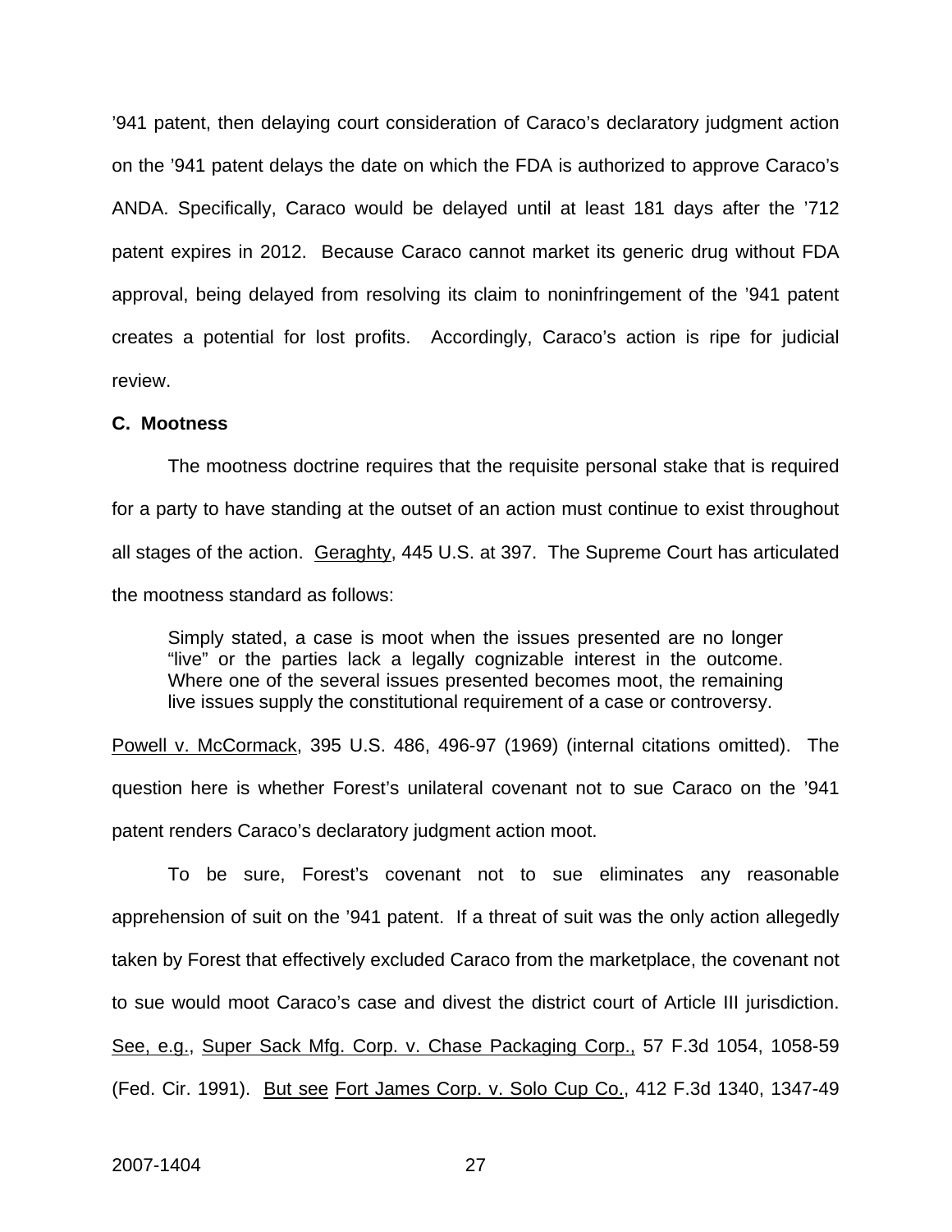’941 patent, then delaying court consideration of Caraco’s declaratory judgment action on the ’941 patent delays the date on which the FDA is authorized to approve Caraco’s ANDA. Specifically, Caraco would be delayed until at least 181 days after the ’712 patent expires in 2012. Because Caraco cannot market its generic drug without FDA approval, being delayed from resolving its claim to noninfringement of the ’941 patent creates a potential for lost profits. Accordingly, Caraco’s action is ripe for judicial review.

**C. Mootness**

The mootness doctrine requires that the requisite personal stake that is required for a party to have standing at the outset of an action must continue to exist throughout all stages of the action. Geraghty, 445 U.S. at 397. The Supreme Court has articulated the mootness standard as follows:

> Simply stated, a case is moot when the issues presented are no longer “live” or the parties lack a legally cognizable interest in the outcome. Where one of the several issues presented becomes moot, the remaining live issues supply the constitutional requirement of a case or controversy.

Powell v. McCormack, 395 U.S. 486, 496-97 (1969) (internal citations omitted). The question here is whether Forest’s unilateral covenant not to sue Caraco on the ’941 patent renders Caraco’s declaratory judgment action moot.

To be sure, Forest’s covenant not to sue eliminates any reasonable apprehension of suit on the ’941 patent. If a threat of suit was the only action allegedly taken by Forest that effectively excluded Caraco from the marketplace, the covenant not to sue would moot Caraco’s case and divest the district court of Article III jurisdiction. See, e.g., Super Sack Mfg. Corp. v. Chase Packaging Corp., 57 F.3d 1054, 1058-59 (Fed. Cir. 1991). But see Fort James Corp. v. Solo Cup Co., 412 F.3d 1340, 1347-49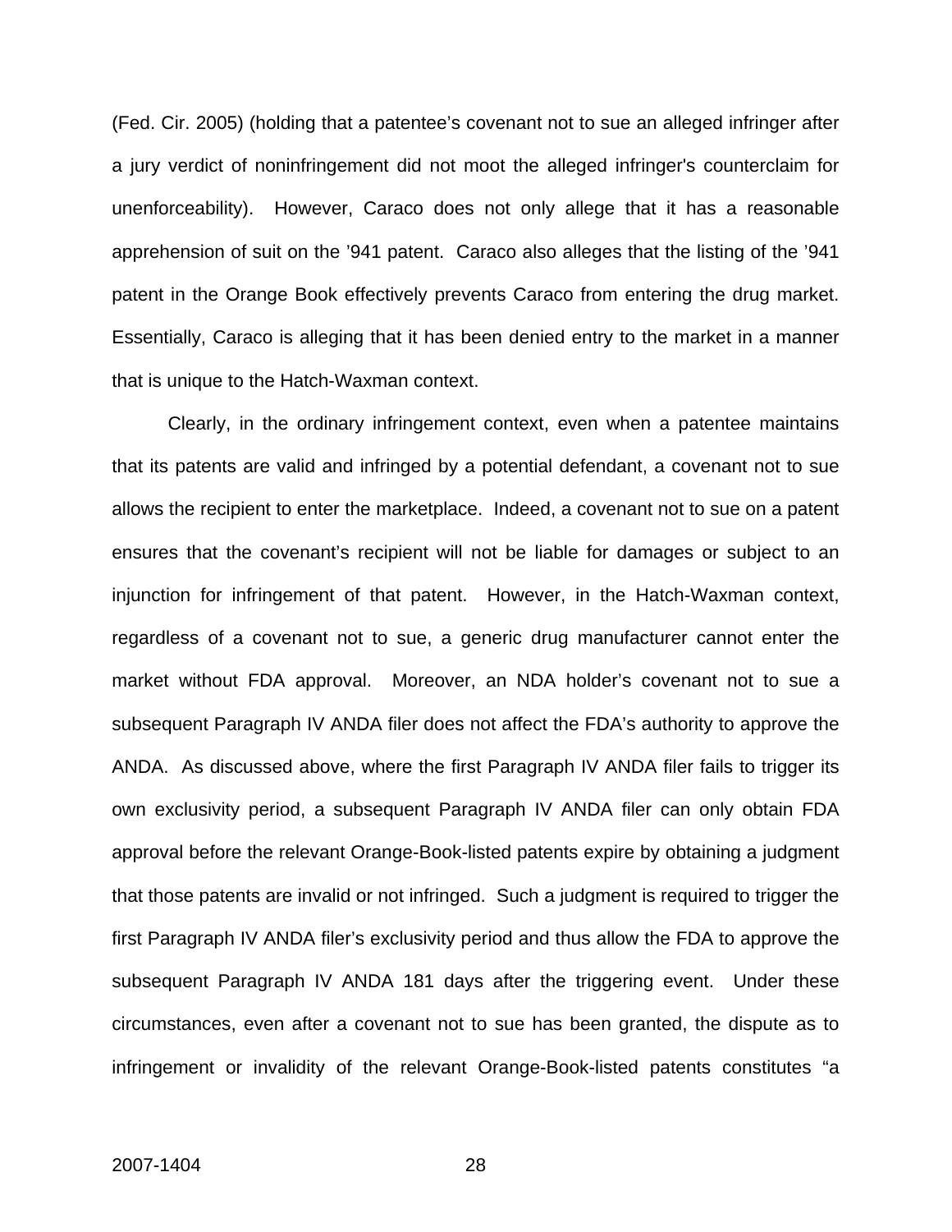(Fed. Cir. 2005) (holding that a patentee's covenant not to sue an alleged infringer after a jury verdict of noninfringement did not moot the alleged infringer's counterclaim for unenforceability). However, Caraco does not only allege that it has a reasonable apprehension of suit on the '941 patent. Caraco also alleges that the listing of the '941 patent in the Orange Book effectively prevents Caraco from entering the drug market. Essentially, Caraco is alleging that it has been denied entry to the market in a manner that is unique to the Hatch-Waxman context.

Clearly, in the ordinary infringement context, even when a patentee maintains that its patents are valid and infringed by a potential defendant, a covenant not to sue allows the recipient to enter the marketplace. Indeed, a covenant not to sue on a patent ensures that the covenant's recipient will not be liable for damages or subject to an injunction for infringement of that patent. However, in the Hatch-Waxman context, regardless of a covenant not to sue, a generic drug manufacturer cannot enter the market without FDA approval. Moreover, an NDA holder's covenant not to sue a subsequent Paragraph IV ANDA filer does not affect the FDA's authority to approve the ANDA. As discussed above, where the first Paragraph IV ANDA filer fails to trigger its own exclusivity period, a subsequent Paragraph IV ANDA filer can only obtain FDA approval before the relevant Orange-Book-listed patents expire by obtaining a judgment that those patents are invalid or not infringed. Such a judgment is required to trigger the first Paragraph IV ANDA filer's exclusivity period and thus allow the FDA to approve the subsequent Paragraph IV ANDA 181 days after the triggering event. Under these circumstances, even after a covenant not to sue has been granted, the dispute as to infringement or invalidity of the relevant Orange-Book-listed patents constitutes "a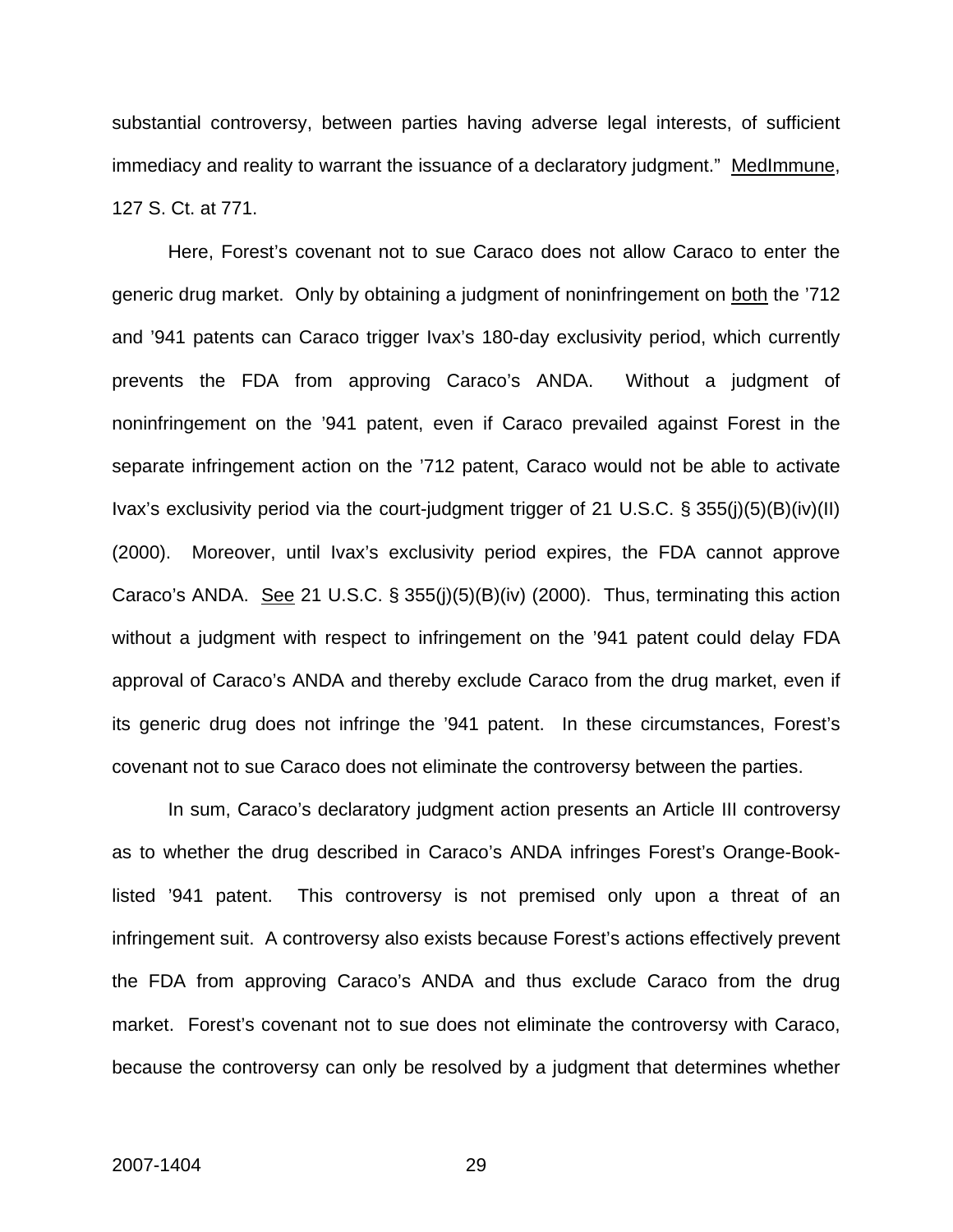substantial controversy, between parties having adverse legal interests, of sufficient immediacy and reality to warrant the issuance of a declaratory judgment." MedImmune, 127 S. Ct. at 771.

Here, Forest's covenant not to sue Caraco does not allow Caraco to enter the generic drug market. Only by obtaining a judgment of noninfringement on both the '712 and '941 patents can Caraco trigger Ivax's 180-day exclusivity period, which currently prevents the FDA from approving Caraco's ANDA. Without a judgment of noninfringement on the '941 patent, even if Caraco prevailed against Forest in the separate infringement action on the '712 patent, Caraco would not be able to activate Ivax's exclusivity period via the court-judgment trigger of 21 U.S.C. § 355(j)(5)(B)(iv)(II) (2000). Moreover, until Ivax's exclusivity period expires, the FDA cannot approve Caraco's ANDA. See 21 U.S.C. § 355(j)(5)(B)(iv) (2000). Thus, terminating this action without a judgment with respect to infringement on the '941 patent could delay FDA approval of Caraco's ANDA and thereby exclude Caraco from the drug market, even if its generic drug does not infringe the '941 patent. In these circumstances, Forest's covenant not to sue Caraco does not eliminate the controversy between the parties.

In sum, Caraco's declaratory judgment action presents an Article III controversy as to whether the drug described in Caraco's ANDA infringes Forest's Orange-Book-listed '941 patent. This controversy is not premised only upon a threat of an infringement suit. A controversy also exists because Forest's actions effectively prevent the FDA from approving Caraco's ANDA and thus exclude Caraco from the drug market. Forest's covenant not to sue does not eliminate the controversy with Caraco, because the controversy can only be resolved by a judgment that determines whether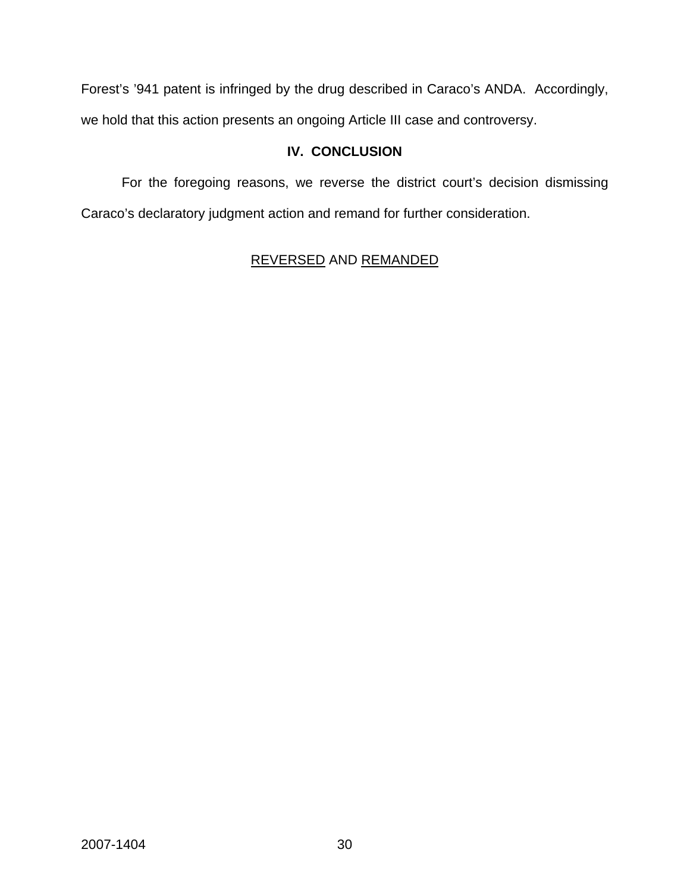Forest's '941 patent is infringed by the drug described in Caraco's ANDA. Accordingly, we hold that this action presents an ongoing Article III case and controversy.

## IV. CONCLUSION

For the foregoing reasons, we reverse the district court's decision dismissing Caraco's declaratory judgment action and remand for further consideration.

REVERSED AND REMANDED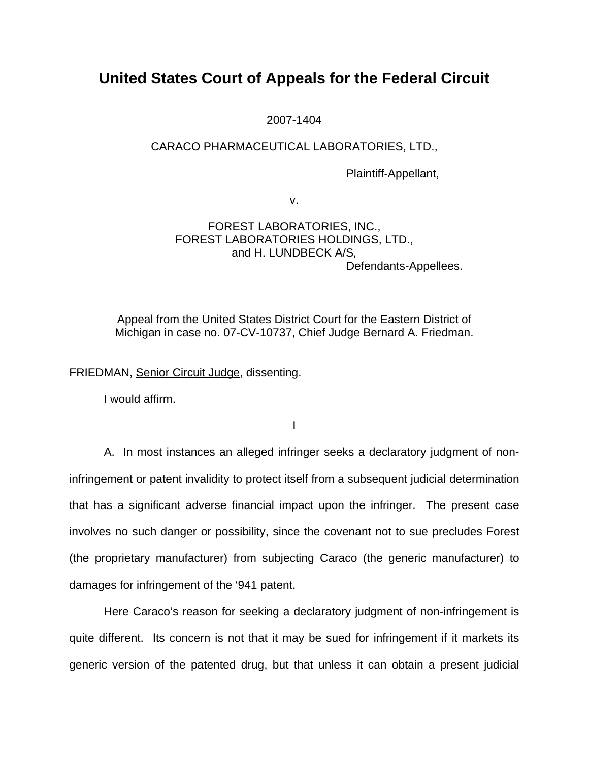# United States Court of Appeals for the Federal Circuit

2007-1404

CARACO PHARMACEUTICAL LABORATORIES, LTD.,

Plaintiff-Appellant,

v.

FOREST LABORATORIES, INC.,
FOREST LABORATORIES HOLDINGS, LTD.,
and H. LUNDBECK A/S,

Defendants-Appellees.

Appeal from the United States District Court for the Eastern District of Michigan in case no. 07-CV-10737, Chief Judge Bernard A. Friedman.

FRIEDMAN, Senior Circuit Judge, dissenting.

I would affirm.

I

A. In most instances an alleged infringer seeks a declaratory judgment of non-infringement or patent invalidity to protect itself from a subsequent judicial determination that has a significant adverse financial impact upon the infringer. The present case involves no such danger or possibility, since the covenant not to sue precludes Forest (the proprietary manufacturer) from subjecting Caraco (the generic manufacturer) to damages for infringement of the '941 patent.

Here Caraco's reason for seeking a declaratory judgment of non-infringement is quite different. Its concern is not that it may be sued for infringement if it markets its generic version of the patented drug, but that unless it can obtain a present judicial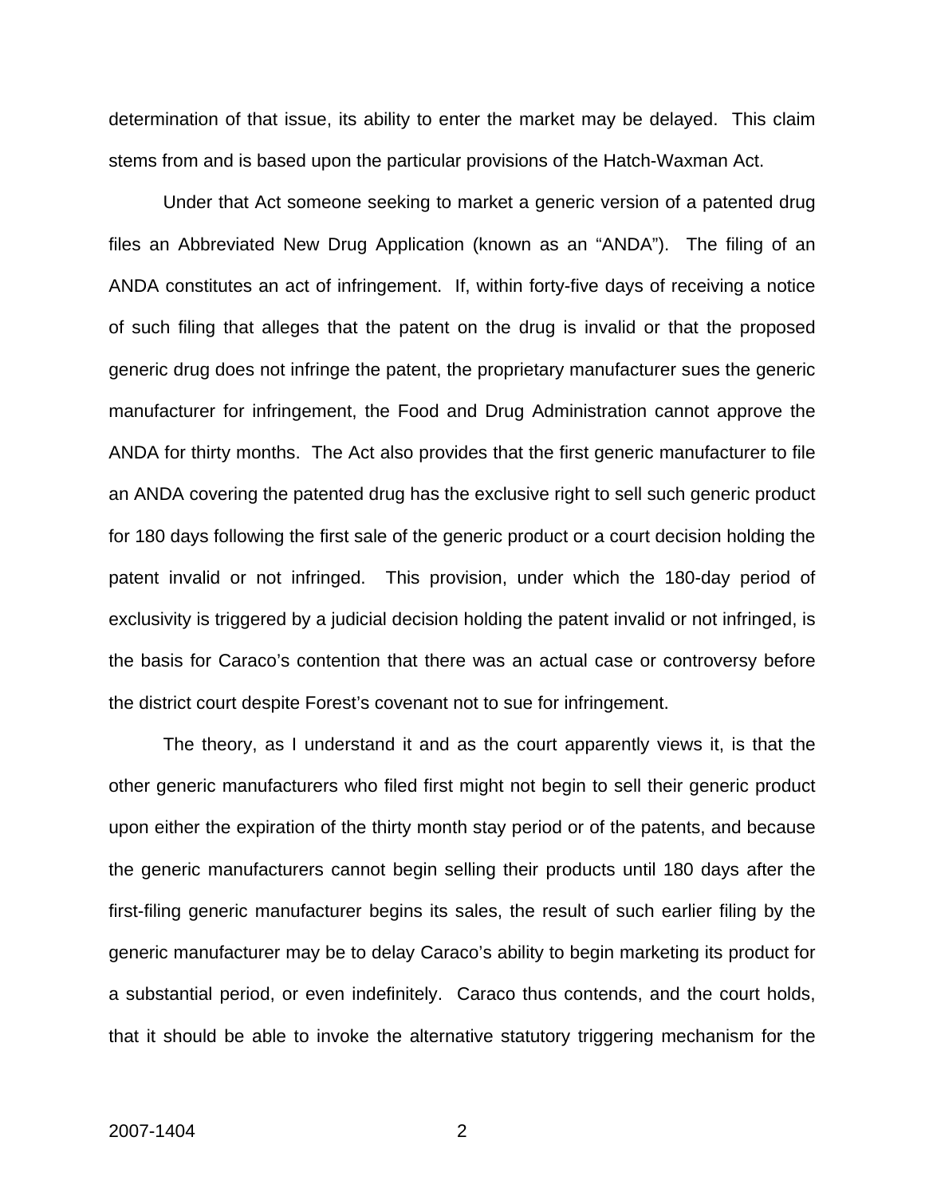determination of that issue, its ability to enter the market may be delayed. This claim stems from and is based upon the particular provisions of the Hatch-Waxman Act.

Under that Act someone seeking to market a generic version of a patented drug files an Abbreviated New Drug Application (known as an "ANDA"). The filing of an ANDA constitutes an act of infringement. If, within forty-five days of receiving a notice of such filing that alleges that the patent on the drug is invalid or that the proposed generic drug does not infringe the patent, the proprietary manufacturer sues the generic manufacturer for infringement, the Food and Drug Administration cannot approve the ANDA for thirty months. The Act also provides that the first generic manufacturer to file an ANDA covering the patented drug has the exclusive right to sell such generic product for 180 days following the first sale of the generic product or a court decision holding the patent invalid or not infringed. This provision, under which the 180-day period of exclusivity is triggered by a judicial decision holding the patent invalid or not infringed, is the basis for Caraco's contention that there was an actual case or controversy before the district court despite Forest's covenant not to sue for infringement.

The theory, as I understand it and as the court apparently views it, is that the other generic manufacturers who filed first might not begin to sell their generic product upon either the expiration of the thirty month stay period or of the patents, and because the generic manufacturers cannot begin selling their products until 180 days after the first-filing generic manufacturer begins its sales, the result of such earlier filing by the generic manufacturer may be to delay Caraco's ability to begin marketing its product for a substantial period, or even indefinitely. Caraco thus contends, and the court holds, that it should be able to invoke the alternative statutory triggering mechanism for the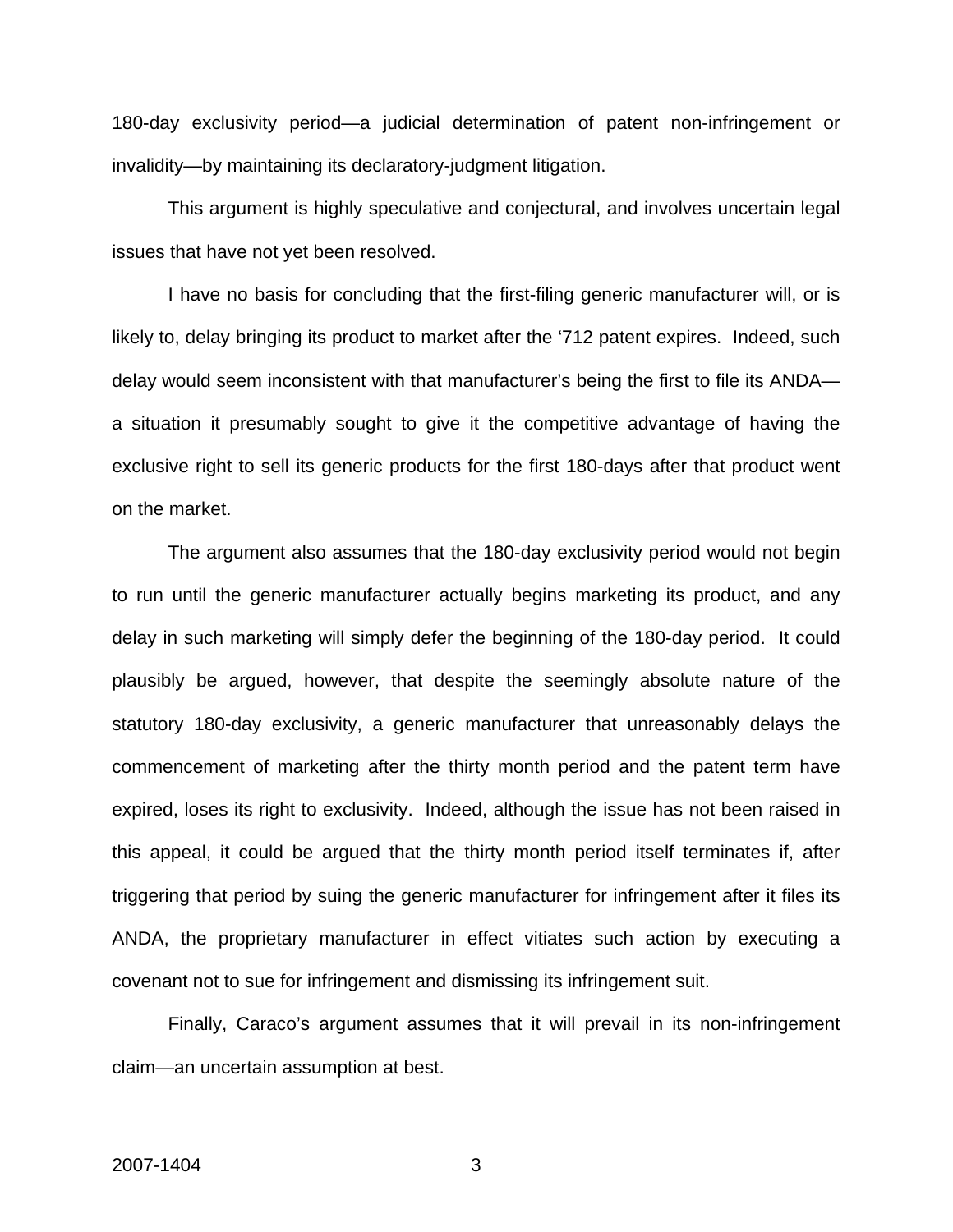180-day exclusivity period—a judicial determination of patent non-infringement or invalidity—by maintaining its declaratory-judgment litigation.

This argument is highly speculative and conjectural, and involves uncertain legal issues that have not yet been resolved.

I have no basis for concluding that the first-filing generic manufacturer will, or is likely to, delay bringing its product to market after the '712 patent expires. Indeed, such delay would seem inconsistent with that manufacturer's being the first to file its ANDA—a situation it presumably sought to give it the competitive advantage of having the exclusive right to sell its generic products for the first 180-days after that product went on the market.

The argument also assumes that the 180-day exclusivity period would not begin to run until the generic manufacturer actually begins marketing its product, and any delay in such marketing will simply defer the beginning of the 180-day period. It could plausibly be argued, however, that despite the seemingly absolute nature of the statutory 180-day exclusivity, a generic manufacturer that unreasonably delays the commencement of marketing after the thirty month period and the patent term have expired, loses its right to exclusivity. Indeed, although the issue has not been raised in this appeal, it could be argued that the thirty month period itself terminates if, after triggering that period by suing the generic manufacturer for infringement after it files its ANDA, the proprietary manufacturer in effect vitiates such action by executing a covenant not to sue for infringement and dismissing its infringement suit.

Finally, Caraco's argument assumes that it will prevail in its non-infringement claim—an uncertain assumption at best.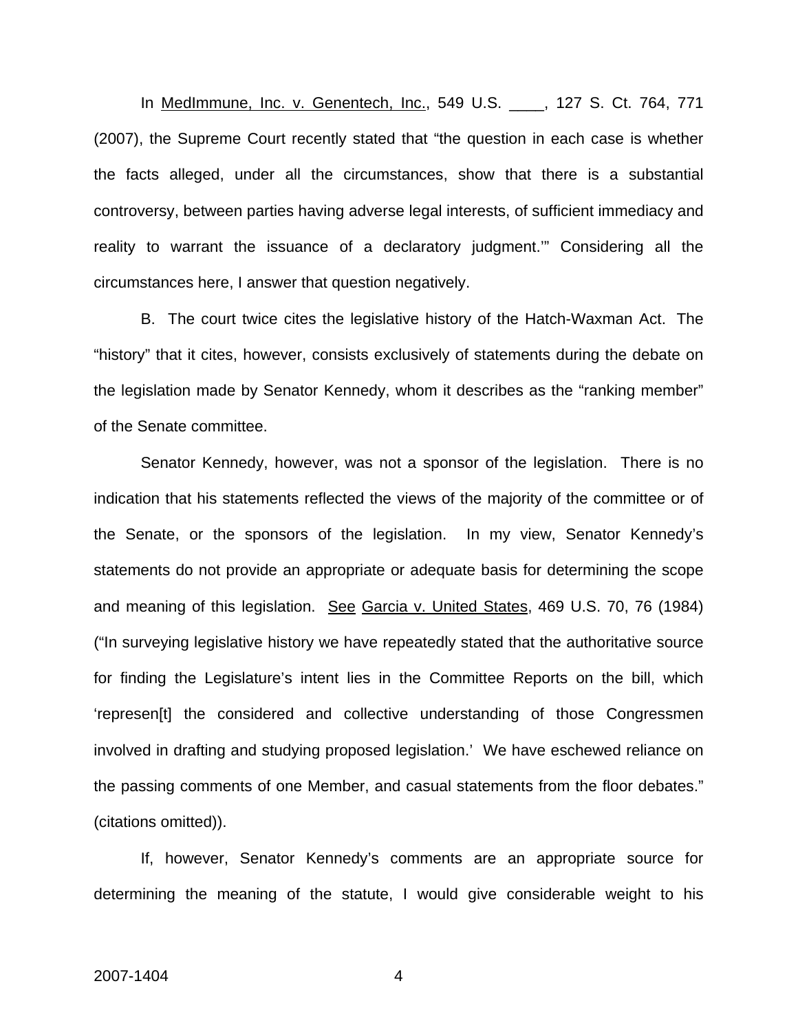In MedImmune, Inc. v. Genentech, Inc., 549 U.S. ____, 127 S. Ct. 764, 771 (2007), the Supreme Court recently stated that "the question in each case is whether the facts alleged, under all the circumstances, show that there is a substantial controversy, between parties having adverse legal interests, of sufficient immediacy and reality to warrant the issuance of a declaratory judgment.'" Considering all the circumstances here, I answer that question negatively.

B. The court twice cites the legislative history of the Hatch-Waxman Act. The "history" that it cites, however, consists exclusively of statements during the debate on the legislation made by Senator Kennedy, whom it describes as the "ranking member" of the Senate committee.

Senator Kennedy, however, was not a sponsor of the legislation. There is no indication that his statements reflected the views of the majority of the committee or of the Senate, or the sponsors of the legislation. In my view, Senator Kennedy's statements do not provide an appropriate or adequate basis for determining the scope and meaning of this legislation. See Garcia v. United States, 469 U.S. 70, 76 (1984) ("In surveying legislative history we have repeatedly stated that the authoritative source for finding the Legislature's intent lies in the Committee Reports on the bill, which 'represen[t] the considered and collective understanding of those Congressmen involved in drafting and studying proposed legislation.' We have eschewed reliance on the passing comments of one Member, and casual statements from the floor debates." (citations omitted)).

If, however, Senator Kennedy's comments are an appropriate source for determining the meaning of the statute, I would give considerable weight to his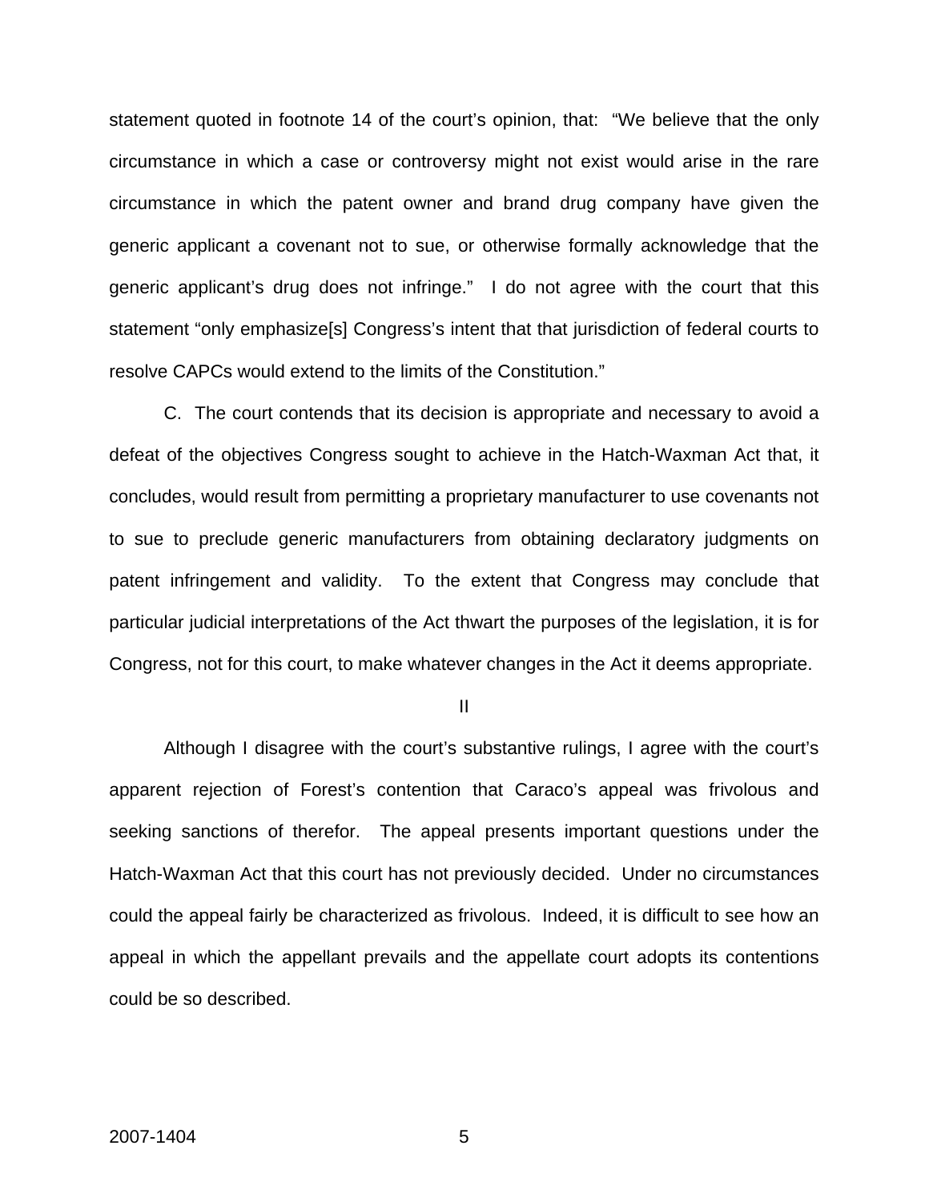statement quoted in footnote 14 of the court's opinion, that: "We believe that the only circumstance in which a case or controversy might not exist would arise in the rare circumstance in which the patent owner and brand drug company have given the generic applicant a covenant not to sue, or otherwise formally acknowledge that the generic applicant's drug does not infringe." I do not agree with the court that this statement "only emphasize[s] Congress's intent that that jurisdiction of federal courts to resolve CAPCs would extend to the limits of the Constitution."

C. The court contends that its decision is appropriate and necessary to avoid a defeat of the objectives Congress sought to achieve in the Hatch-Waxman Act that, it concludes, would result from permitting a proprietary manufacturer to use covenants not to sue to preclude generic manufacturers from obtaining declaratory judgments on patent infringement and validity. To the extent that Congress may conclude that particular judicial interpretations of the Act thwart the purposes of the legislation, it is for Congress, not for this court, to make whatever changes in the Act it deems appropriate.

## II

Although I disagree with the court's substantive rulings, I agree with the court's apparent rejection of Forest's contention that Caraco's appeal was frivolous and seeking sanctions of therefor. The appeal presents important questions under the Hatch-Waxman Act that this court has not previously decided. Under no circumstances could the appeal fairly be characterized as frivolous. Indeed, it is difficult to see how an appeal in which the appellant prevails and the appellate court adopts its contentions could be so described.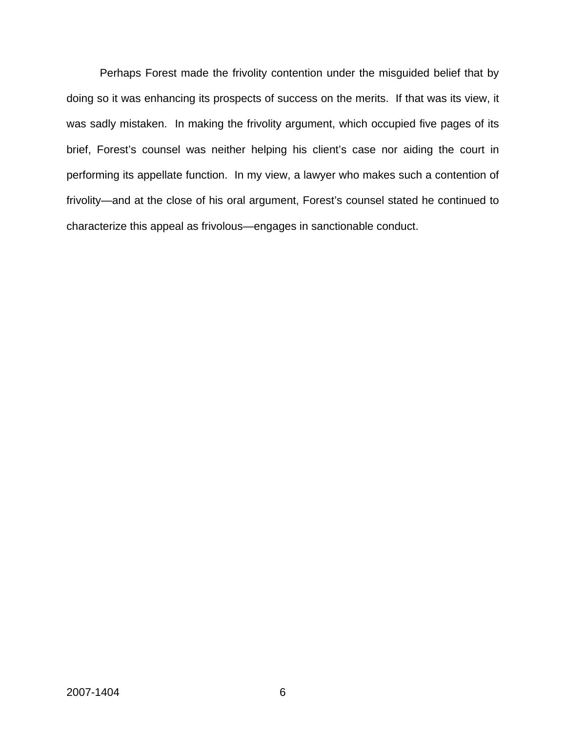Perhaps Forest made the frivolity contention under the misguided belief that by doing so it was enhancing its prospects of success on the merits. If that was its view, it was sadly mistaken. In making the frivolity argument, which occupied five pages of its brief, Forest's counsel was neither helping his client's case nor aiding the court in performing its appellate function. In my view, a lawyer who makes such a contention of frivolity—and at the close of his oral argument, Forest's counsel stated he continued to characterize this appeal as frivolous—engages in sanctionable conduct.